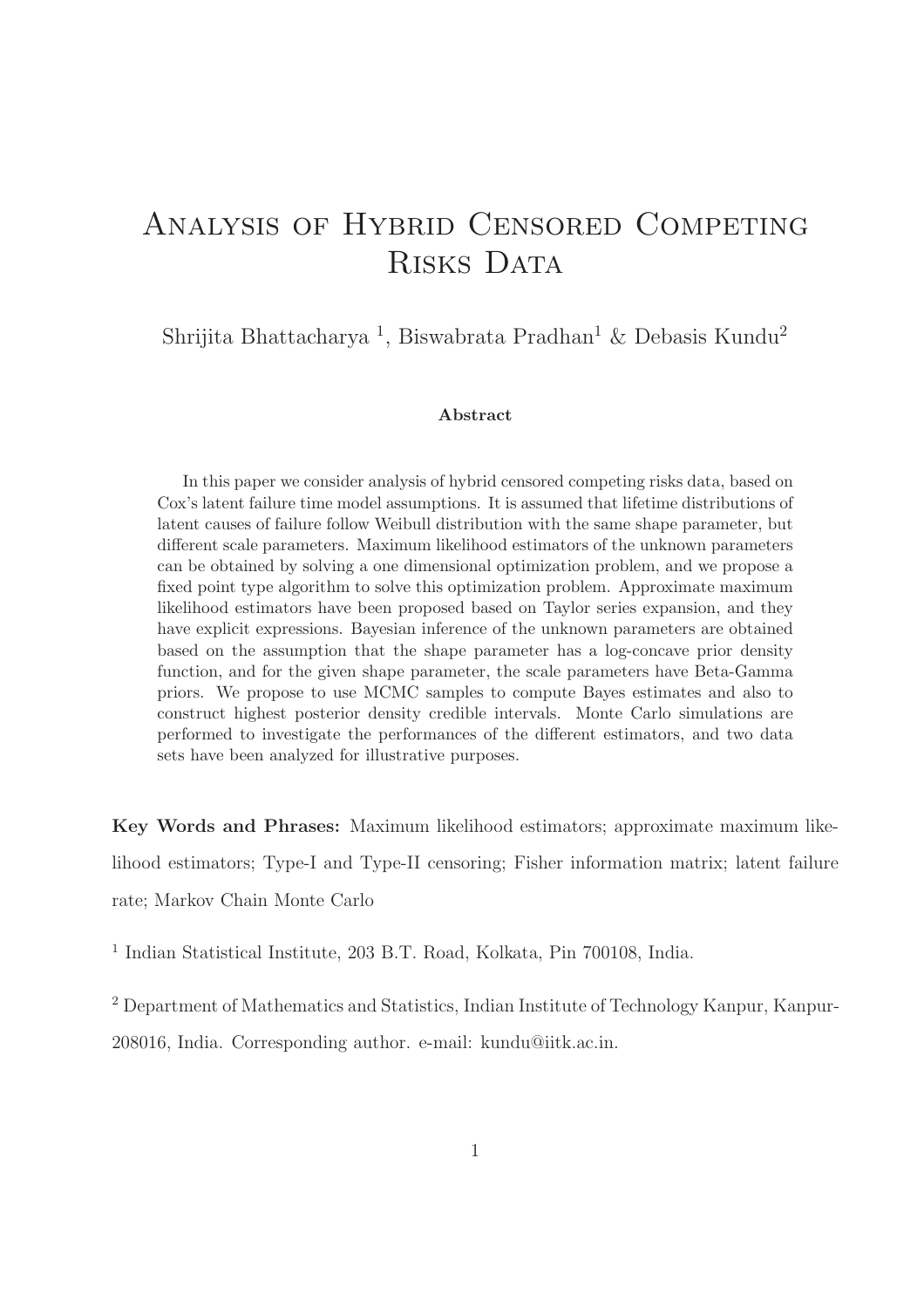# Analysis of Hybrid Censored Competing Risks Data

Shrijita Bhattacharya [1], Biswabrata Pradhan[1] & Debasis Kundu[2]

**Abstract**

In this paper we consider analysis of hybrid censored competing risks data, based on Cox's latent failure time model assumptions. It is assumed that lifetime distributions of latent causes of failure follow Weibull distribution with the same shape parameter, but different scale parameters. Maximum likelihood estimators of the unknown parameters can be obtained by solving a one dimensional optimization problem, and we propose a fixed point type algorithm to solve this optimization problem. Approximate maximum likelihood estimators have been proposed based on Taylor series expansion, and they have explicit expressions. Bayesian inference of the unknown parameters are obtained based on the assumption that the shape parameter has a log-concave prior density function, and for the given shape parameter, the scale parameters have Beta-Gamma priors. We propose to use MCMC samples to compute Bayes estimates and also to construct highest posterior density credible intervals. Monte Carlo simulations are performed to investigate the performances of the different estimators, and two data sets have been analyzed for illustrative purposes.

**Key Words and Phrases:** Maximum likelihood estimators; approximate maximum likelihood estimators; Type-I and Type-II censoring; Fisher information matrix; latent failure rate; Markov Chain Monte Carlo

[1] Indian Statistical Institute, 203 B.T. Road, Kolkata, Pin 700108, India.

[2] Department of Mathematics and Statistics, Indian Institute of Technology Kanpur, Kanpur-208016, India. Corresponding author. e-mail: kundu@iitk.ac.in.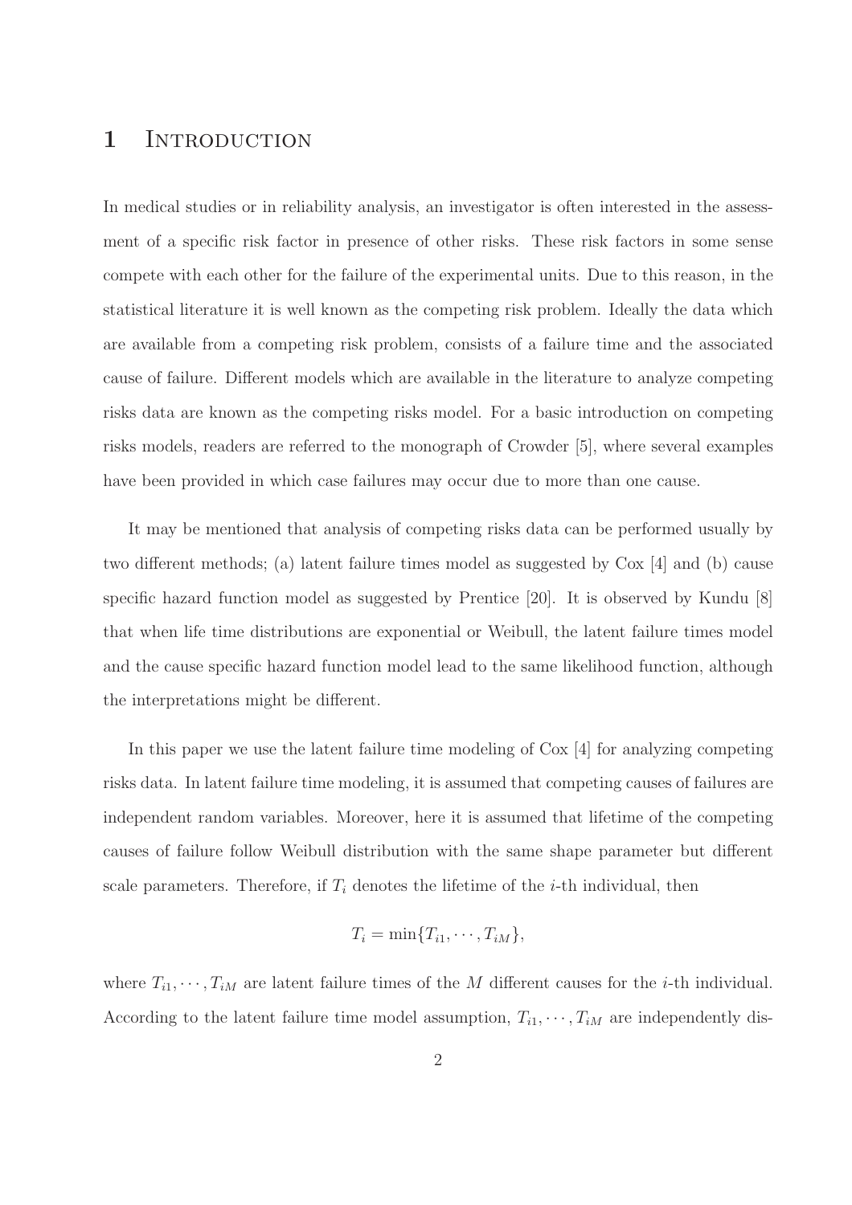# 1 Introduction

In medical studies or in reliability analysis, an investigator is often interested in the assessment of a specific risk factor in presence of other risks. These risk factors in some sense compete with each other for the failure of the experimental units. Due to this reason, in the statistical literature it is well known as the competing risk problem. Ideally the data which are available from a competing risk problem, consists of a failure time and the associated cause of failure. Different models which are available in the literature to analyze competing risks data are known as the competing risks model. For a basic introduction on competing risks models, readers are referred to the monograph of Crowder [5], where several examples have been provided in which case failures may occur due to more than one cause.

It may be mentioned that analysis of competing risks data can be performed usually by two different methods; (a) latent failure times model as suggested by Cox [4] and (b) cause specific hazard function model as suggested by Prentice [20]. It is observed by Kundu [8] that when life time distributions are exponential or Weibull, the latent failure times model and the cause specific hazard function model lead to the same likelihood function, although the interpretations might be different.

In this paper we use the latent failure time modeling of Cox [4] for analyzing competing risks data. In latent failure time modeling, it is assumed that competing causes of failures are independent random variables. Moreover, here it is assumed that lifetime of the competing causes of failure follow Weibull distribution with the same shape parameter but different scale parameters. Therefore, if $T_i$ denotes the lifetime of the $i$-th individual, then

$$T_i = \min\{T_{i1}, \cdots, T_{iM}\},$$

where $T_{i1}, \cdots, T_{iM}$ are latent failure times of the $M$ different causes for the $i$-th individual. According to the latent failure time model assumption, $T_{i1}, \cdots, T_{iM}$ are independently dis-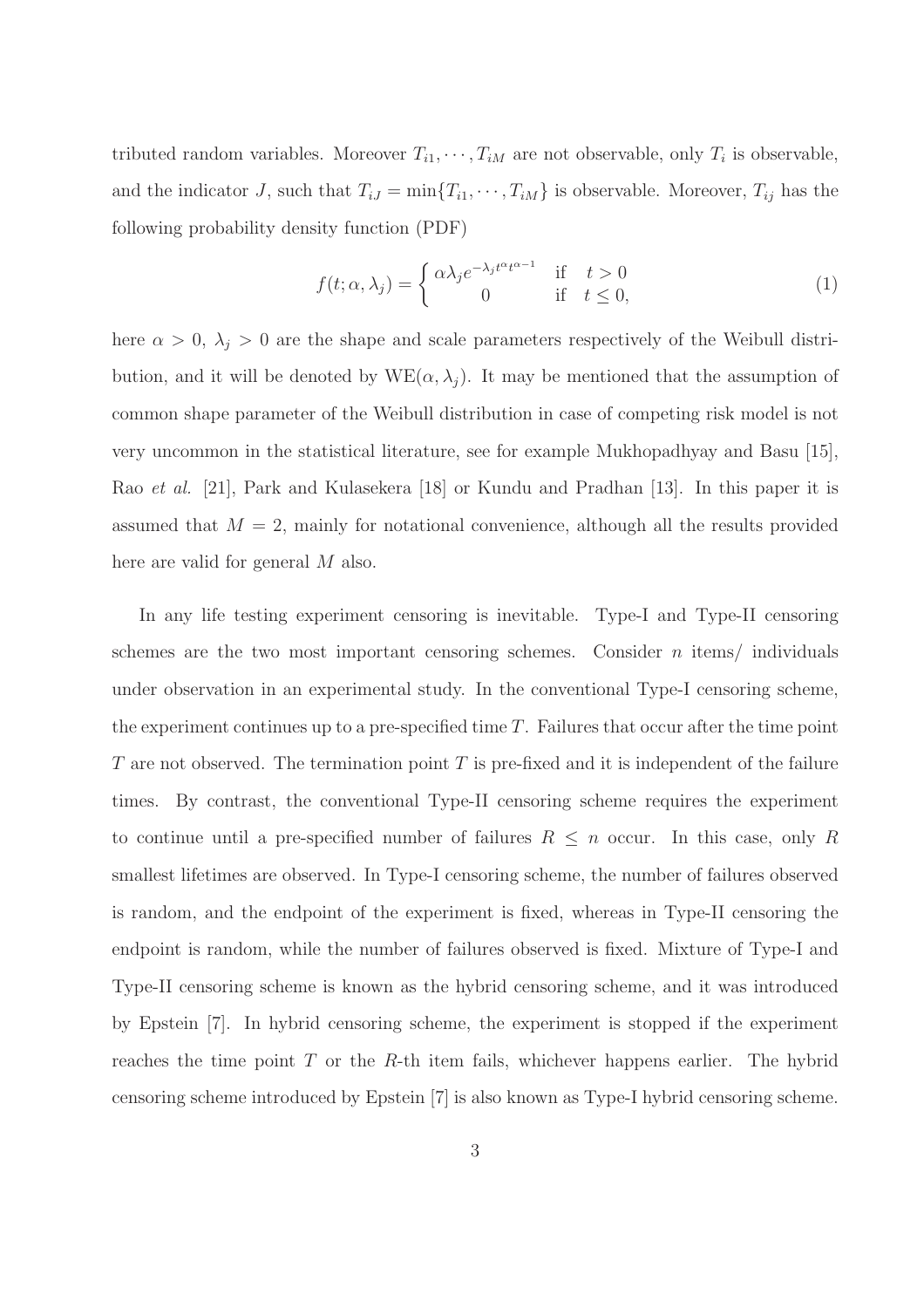tributed random variables. Moreover $T_{i1}, \cdots, T_{iM}$ are not observable, only $T_i$ is observable, and the indicator $J$, such that $T_{iJ} = \min\{T_{i1}, \cdots, T_{iM}\}$ is observable. Moreover, $T_{ij}$ has the following probability density function (PDF)

$$f(t; \alpha, \lambda_j) = \begin{cases} \alpha \lambda_j e^{-\lambda_j t^{\alpha}} t^{\alpha - 1} & \text{if} \quad t > 0 \\ 0 & \text{if} \quad t \leq 0, \end{cases} \tag{1}$$

here $\alpha > 0$, $\lambda_j > 0$ are the shape and scale parameters respectively of the Weibull distribution, and it will be denoted by $\text{WE}(\alpha, \lambda_j)$. It may be mentioned that the assumption of common shape parameter of the Weibull distribution in case of competing risk model is not very uncommon in the statistical literature, see for example Mukhopadhyay and Basu [15], Rao *et al.* [21], Park and Kulasekera [18] or Kundu and Pradhan [13]. In this paper it is assumed that $M = 2$, mainly for notational convenience, although all the results provided here are valid for general $M$ also.

In any life testing experiment censoring is inevitable. Type-I and Type-II censoring schemes are the two most important censoring schemes. Consider $n$ items/ individuals under observation in an experimental study. In the conventional Type-I censoring scheme, the experiment continues up to a pre-specified time $T$. Failures that occur after the time point $T$ are not observed. The termination point $T$ is pre-fixed and it is independent of the failure times. By contrast, the conventional Type-II censoring scheme requires the experiment to continue until a pre-specified number of failures $R \leq n$ occur. In this case, only $R$ smallest lifetimes are observed. In Type-I censoring scheme, the number of failures observed is random, and the endpoint of the experiment is fixed, whereas in Type-II censoring the endpoint is random, while the number of failures observed is fixed. Mixture of Type-I and Type-II censoring scheme is known as the hybrid censoring scheme, and it was introduced by Epstein [7]. In hybrid censoring scheme, the experiment is stopped if the experiment reaches the time point $T$ or the $R$-th item fails, whichever happens earlier. The hybrid censoring scheme introduced by Epstein [7] is also known as Type-I hybrid censoring scheme.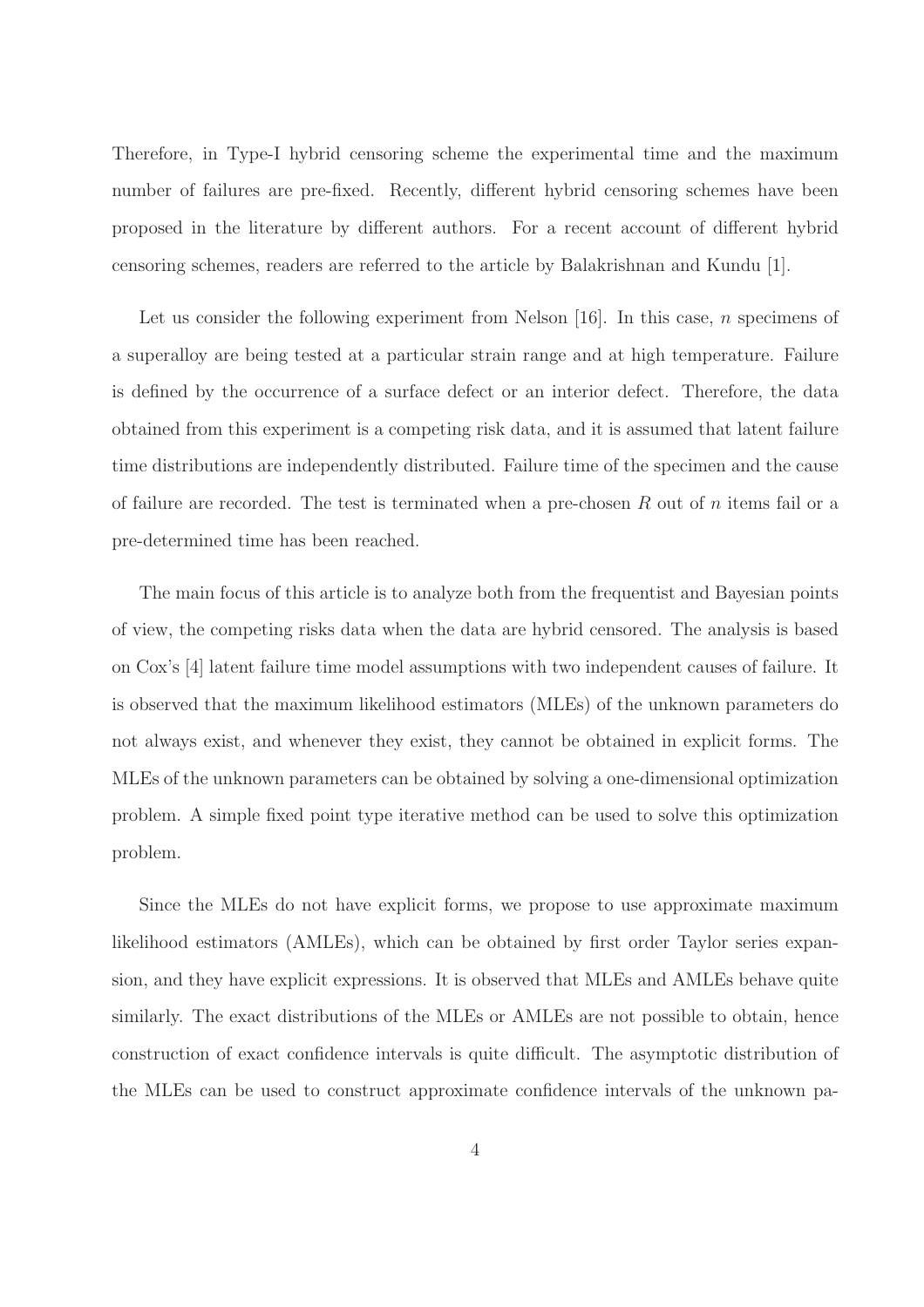Therefore, in Type-I hybrid censoring scheme the experimental time and the maximum number of failures are pre-fixed. Recently, different hybrid censoring schemes have been proposed in the literature by different authors. For a recent account of different hybrid censoring schemes, readers are referred to the article by Balakrishnan and Kundu [1].

Let us consider the following experiment from Nelson [16]. In this case, $n$ specimens of a superalloy are being tested at a particular strain range and at high temperature. Failure is defined by the occurrence of a surface defect or an interior defect. Therefore, the data obtained from this experiment is a competing risk data, and it is assumed that latent failure time distributions are independently distributed. Failure time of the specimen and the cause of failure are recorded. The test is terminated when a pre-chosen $R$ out of $n$ items fail or a pre-determined time has been reached.

The main focus of this article is to analyze both from the frequentist and Bayesian points of view, the competing risks data when the data are hybrid censored. The analysis is based on Cox's [4] latent failure time model assumptions with two independent causes of failure. It is observed that the maximum likelihood estimators (MLEs) of the unknown parameters do not always exist, and whenever they exist, they cannot be obtained in explicit forms. The MLEs of the unknown parameters can be obtained by solving a one-dimensional optimization problem. A simple fixed point type iterative method can be used to solve this optimization problem.

Since the MLEs do not have explicit forms, we propose to use approximate maximum likelihood estimators (AMLEs), which can be obtained by first order Taylor series expansion, and they have explicit expressions. It is observed that MLEs and AMLEs behave quite similarly. The exact distributions of the MLEs or AMLEs are not possible to obtain, hence construction of exact confidence intervals is quite difficult. The asymptotic distribution of the MLEs can be used to construct approximate confidence intervals of the unknown pa-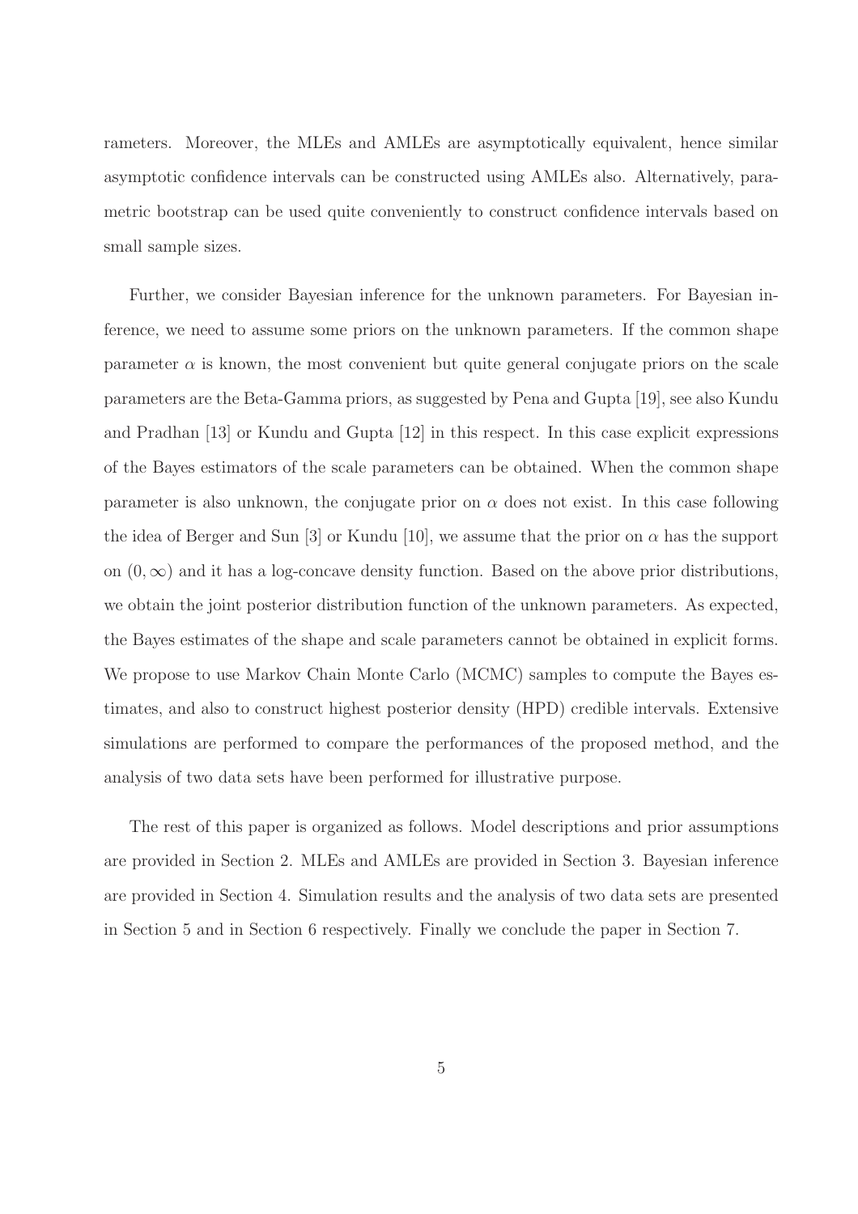rameters. Moreover, the MLEs and AMLEs are asymptotically equivalent, hence similar asymptotic confidence intervals can be constructed using AMLEs also. Alternatively, parametric bootstrap can be used quite conveniently to construct confidence intervals based on small sample sizes.

Further, we consider Bayesian inference for the unknown parameters. For Bayesian inference, we need to assume some priors on the unknown parameters. If the common shape parameter $\alpha$ is known, the most convenient but quite general conjugate priors on the scale parameters are the Beta-Gamma priors, as suggested by Pena and Gupta [19], see also Kundu and Pradhan [13] or Kundu and Gupta [12] in this respect. In this case explicit expressions of the Bayes estimators of the scale parameters can be obtained. When the common shape parameter is also unknown, the conjugate prior on $\alpha$ does not exist. In this case following the idea of Berger and Sun [3] or Kundu [10], we assume that the prior on $\alpha$ has the support on $(0, \infty)$ and it has a log-concave density function. Based on the above prior distributions, we obtain the joint posterior distribution function of the unknown parameters. As expected, the Bayes estimates of the shape and scale parameters cannot be obtained in explicit forms. We propose to use Markov Chain Monte Carlo (MCMC) samples to compute the Bayes estimates, and also to construct highest posterior density (HPD) credible intervals. Extensive simulations are performed to compare the performances of the proposed method, and the analysis of two data sets have been performed for illustrative purpose.

The rest of this paper is organized as follows. Model descriptions and prior assumptions are provided in Section 2. MLEs and AMLEs are provided in Section 3. Bayesian inference are provided in Section 4. Simulation results and the analysis of two data sets are presented in Section 5 and in Section 6 respectively. Finally we conclude the paper in Section 7.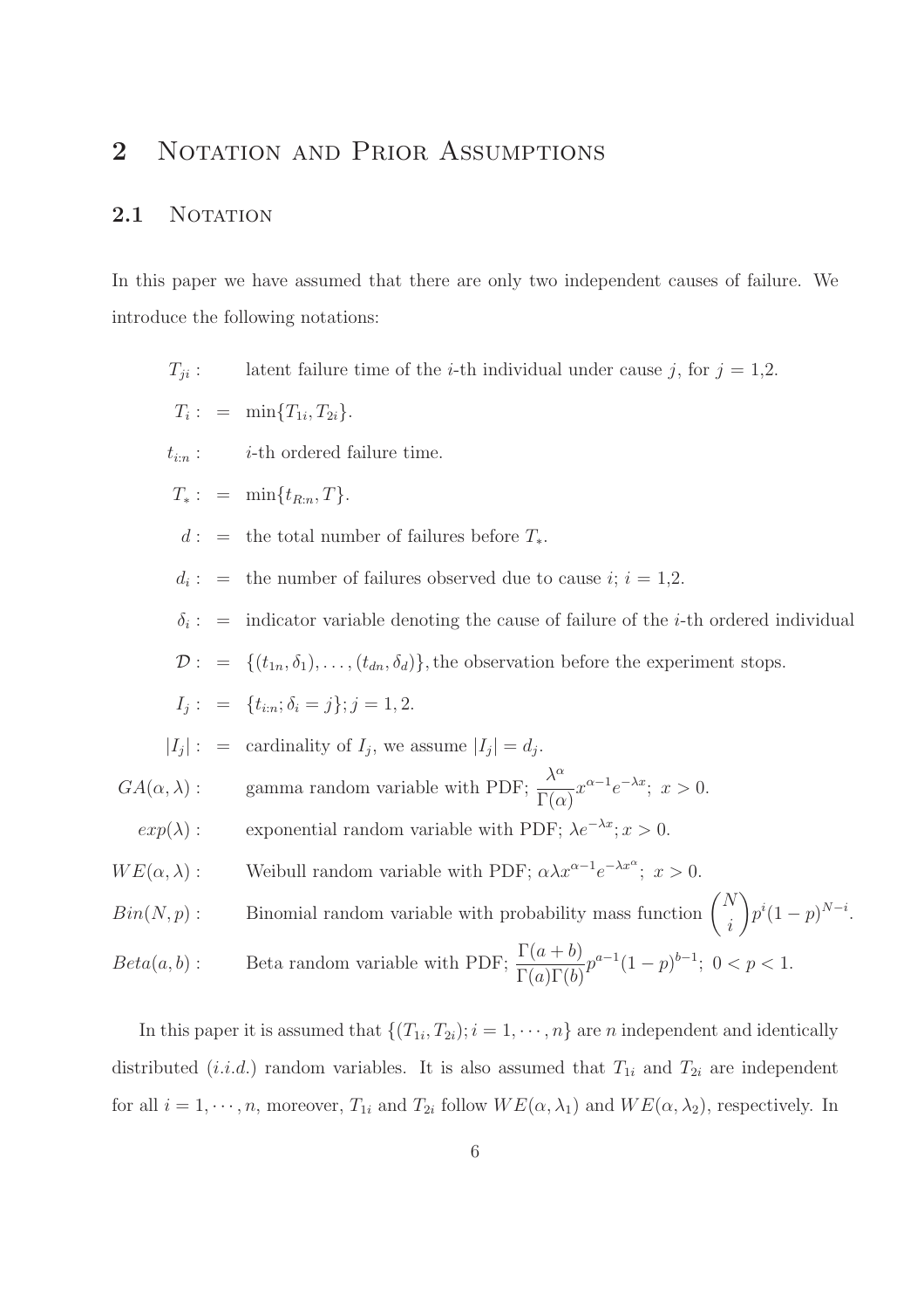# 2 Notation and Prior Assumptions

## 2.1 Notation

In this paper we have assumed that there are only two independent causes of failure. We introduce the following notations:

$T_{ji}$ : latent failure time of the $i$-th individual under cause $j$, for $j$ = 1,2.

$T_i$ : = $\min\{T_{1i}, T_{2i}\}$.

$t_{i:n}$ : $i$-th ordered failure time.

$T_*$ : = $\min\{t_{R:n}, T\}$.

$d$ : = the total number of failures before $T_*$.

$d_i$ : = the number of failures observed due to cause $i$; $i$ = 1,2.

$\delta_i$ : = indicator variable denoting the cause of failure of the $i$-th ordered individual

$\mathcal{D}$ : = $\{(t_{1n}, \delta_1), \ldots, (t_{dn}, \delta_d)\}$, the observation before the experiment stops.

$I_j$ : = $\{t_{i:n}; \delta_i = j\}; j = 1, 2$.

$|I_j|$ : = cardinality of $I_j$, we assume $|I_j| = d_j$.

$GA(\alpha, \lambda)$ : gamma random variable with PDF; $\dfrac{\lambda^\alpha}{\Gamma(\alpha)} x^{\alpha-1} e^{-\lambda x};\ x > 0.$

$exp(\lambda)$ : exponential random variable with PDF; $\lambda e^{-\lambda x}; x > 0.$

$WE(\alpha, \lambda)$ : Weibull random variable with PDF; $\alpha \lambda x^{\alpha-1} e^{-\lambda x^\alpha};\ x > 0.$

$Bin(N, p)$ : Binomial random variable with probability mass function $\dbinom{N}{i} p^i (1-p)^{N-i}$.

$Beta(a, b)$ : Beta random variable with PDF; $\dfrac{\Gamma(a+b)}{\Gamma(a)\Gamma(b)} p^{a-1} (1-p)^{b-1};\ 0 < p < 1.$

In this paper it is assumed that $\{(T_{1i}, T_{2i}); i = 1, \cdots, n\}$ are $n$ independent and identically distributed (*i.i.d.*) random variables. It is also assumed that $T_{1i}$ and $T_{2i}$ are independent for all $i = 1, \cdots, n$, moreover, $T_{1i}$ and $T_{2i}$ follow $WE(\alpha, \lambda_1)$ and $WE(\alpha, \lambda_2)$, respectively. In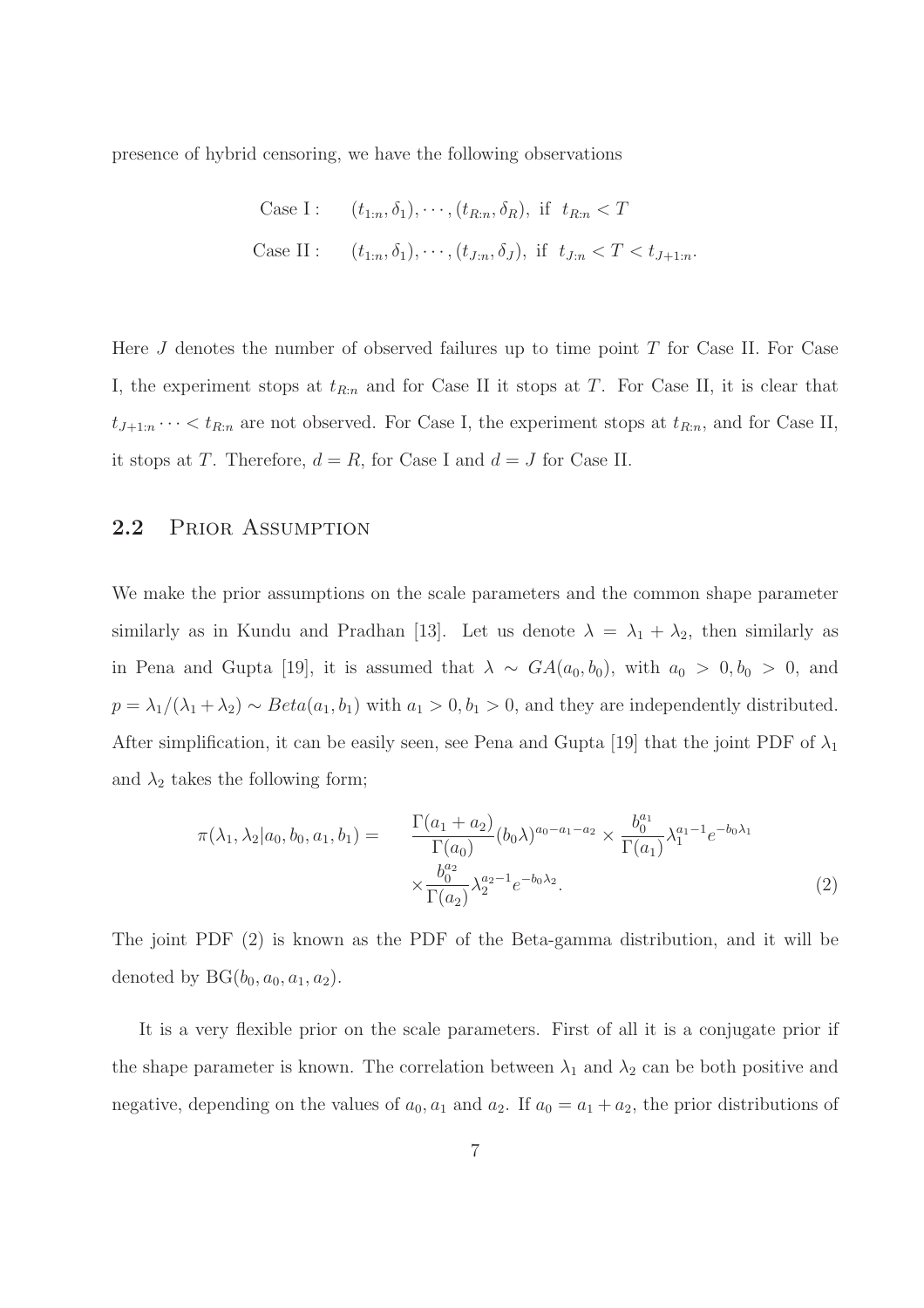presence of hybrid censoring, we have the following observations

$$
\begin{aligned}
\text{Case I}: &\quad (t_{1:n}, \delta_1), \cdots, (t_{R:n}, \delta_R), \text{ if } t_{R:n} < T \\
\text{Case II}: &\quad (t_{1:n}, \delta_1), \cdots, (t_{J:n}, \delta_J), \text{ if } t_{J:n} < T < t_{J+1:n}.
\end{aligned}
$$

Here $J$ denotes the number of observed failures up to time point $T$ for Case II. For Case I, the experiment stops at $t_{R:n}$ and for Case II it stops at $T$. For Case II, it is clear that $t_{J+1:n} \cdots < t_{R:n}$ are not observed. For Case I, the experiment stops at $t_{R:n}$, and for Case II, it stops at $T$. Therefore, $d = R$, for Case I and $d = J$ for Case II.

## 2.2 Prior Assumption

We make the prior assumptions on the scale parameters and the common shape parameter similarly as in Kundu and Pradhan [13]. Let us denote $\lambda = \lambda_1 + \lambda_2$, then similarly as in Pena and Gupta [19], it is assumed that $\lambda \sim GA(a_0, b_0)$, with $a_0 > 0, b_0 > 0$, and $p = \lambda_1/(\lambda_1 + \lambda_2) \sim Beta(a_1, b_1)$ with $a_1 > 0, b_1 > 0$, and they are independently distributed. After simplification, it can be easily seen, see Pena and Gupta [19] that the joint PDF of $\lambda_1$ and $\lambda_2$ takes the following form;

$$
\begin{aligned}
\pi(\lambda_1, \lambda_2 | a_0, b_0, a_1, b_1) = \quad & \frac{\Gamma(a_1 + a_2)}{\Gamma(a_0)} (b_0 \lambda)^{a_0 - a_1 - a_2} \times \frac{b_0^{a_1}}{\Gamma(a_1)} \lambda_1^{a_1 - 1} e^{-b_0 \lambda_1} \\
& \times \frac{b_0^{a_2}}{\Gamma(a_2)} \lambda_2^{a_2 - 1} e^{-b_0 \lambda_2}.
\end{aligned}
\tag{2}
$$

The joint PDF (2) is known as the PDF of the Beta-gamma distribution, and it will be denoted by $\text{BG}(b_0, a_0, a_1, a_2)$.

It is a very flexible prior on the scale parameters. First of all it is a conjugate prior if the shape parameter is known. The correlation between $\lambda_1$ and $\lambda_2$ can be both positive and negative, depending on the values of $a_0, a_1$ and $a_2$. If $a_0 = a_1 + a_2$, the prior distributions of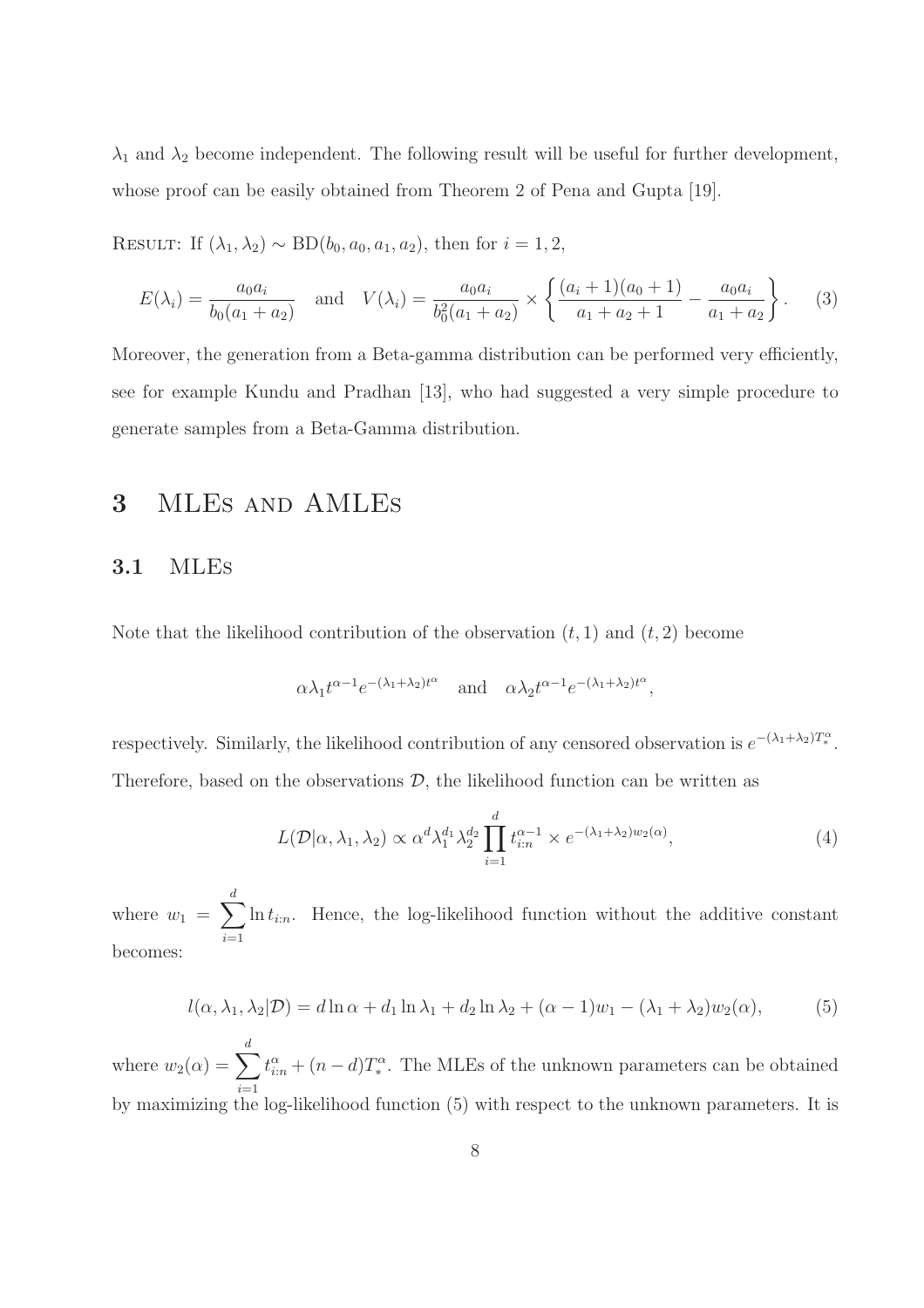$\lambda_1$ and $\lambda_2$ become independent. The following result will be useful for further development, whose proof can be easily obtained from Theorem 2 of Pena and Gupta [19].

RESULT: If $(\lambda_1, \lambda_2) \sim \text{BD}(b_0, a_0, a_1, a_2)$, then for $i = 1, 2$,

$$E(\lambda_i) = \frac{a_0 a_i}{b_0(a_1 + a_2)} \quad \text{and} \quad V(\lambda_i) = \frac{a_0 a_i}{b_0^2(a_1 + a_2)} \times \left\{ \frac{(a_i + 1)(a_0 + 1)}{a_1 + a_2 + 1} - \frac{a_0 a_i}{a_1 + a_2} \right\}. \quad (3)$$

Moreover, the generation from a Beta-gamma distribution can be performed very efficiently, see for example Kundu and Pradhan [13], who had suggested a very simple procedure to generate samples from a Beta-Gamma distribution.

# 3 MLEs and AMLEs

## 3.1 MLEs

Note that the likelihood contribution of the observation $(t, 1)$ and $(t, 2)$ become

$$\alpha \lambda_1 t^{\alpha-1} e^{-(\lambda_1+\lambda_2)t^\alpha} \quad \text{and} \quad \alpha \lambda_2 t^{\alpha-1} e^{-(\lambda_1+\lambda_2)t^\alpha},$$

respectively. Similarly, the likelihood contribution of any censored observation is $e^{-(\lambda_1+\lambda_2)T_*^\alpha}$. Therefore, based on the observations $\mathcal{D}$, the likelihood function can be written as

$$L(\mathcal{D}|\alpha, \lambda_1, \lambda_2) \propto \alpha^d \lambda_1^{d_1} \lambda_2^{d_2} \prod_{i=1}^{d} t_{i:n}^{\alpha-1} \times e^{-(\lambda_1+\lambda_2)w_2(\alpha)}, \quad (4)$$

where $w_1 = \sum_{i=1}^{d} \ln t_{i:n}$. Hence, the log-likelihood function without the additive constant becomes:

$$l(\alpha, \lambda_1, \lambda_2|\mathcal{D}) = d \ln \alpha + d_1 \ln \lambda_1 + d_2 \ln \lambda_2 + (\alpha - 1)w_1 - (\lambda_1 + \lambda_2)w_2(\alpha), \quad (5)$$

where $w_2(\alpha) = \sum_{i=1}^{d} t_{i:n}^\alpha + (n - d)T_*^\alpha$. The MLEs of the unknown parameters can be obtained by maximizing the log-likelihood function (5) with respect to the unknown parameters. It is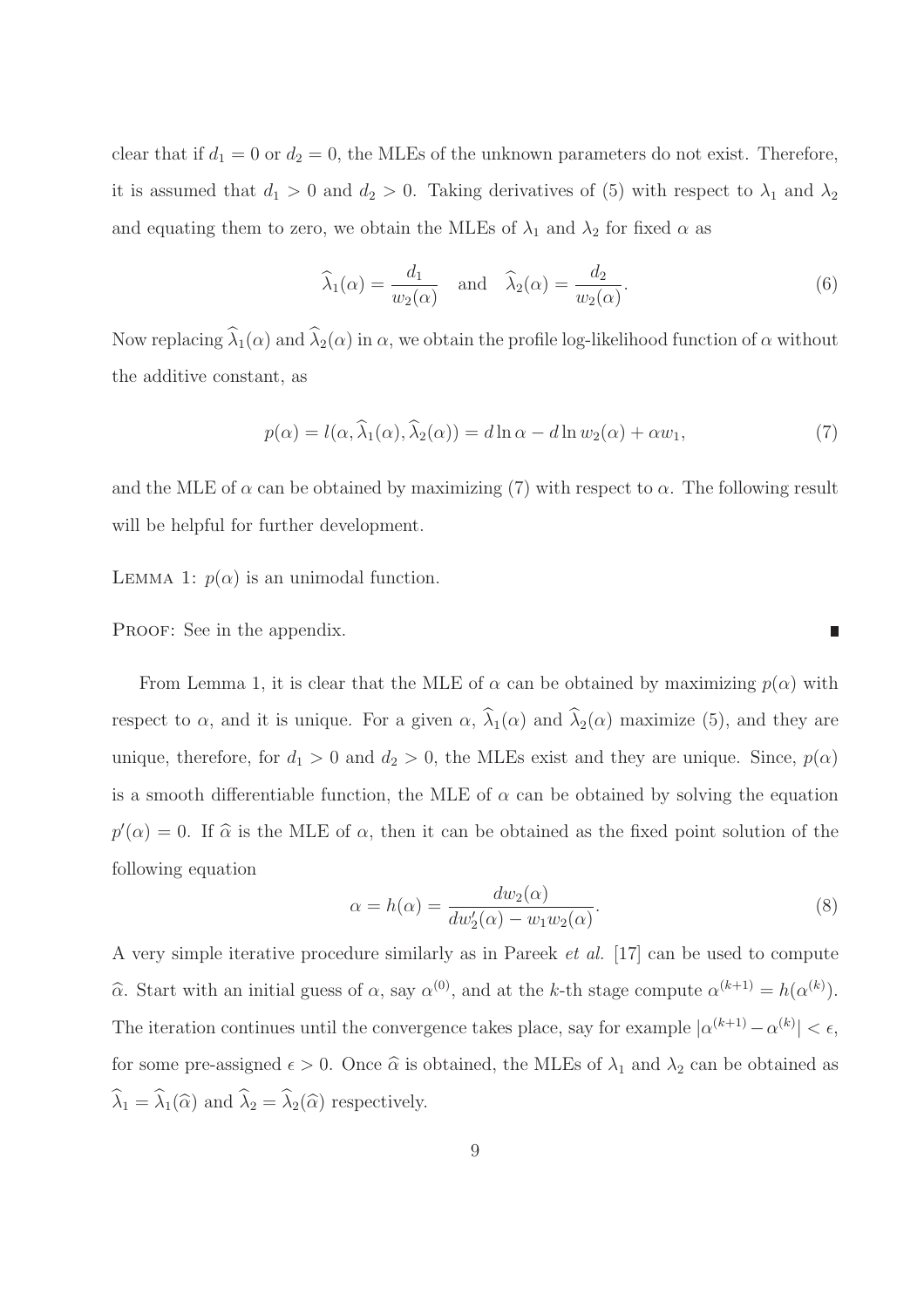clear that if $d_1 = 0$ or $d_2 = 0$, the MLEs of the unknown parameters do not exist. Therefore, it is assumed that $d_1 > 0$ and $d_2 > 0$. Taking derivatives of (5) with respect to $\lambda_1$ and $\lambda_2$ and equating them to zero, we obtain the MLEs of $\lambda_1$ and $\lambda_2$ for fixed $\alpha$ as

$$\widehat{\lambda}_1(\alpha) = \frac{d_1}{w_2(\alpha)} \quad \text{and} \quad \widehat{\lambda}_2(\alpha) = \frac{d_2}{w_2(\alpha)}. \tag{6}$$

Now replacing $\widehat{\lambda}_1(\alpha)$ and $\widehat{\lambda}_2(\alpha)$ in $\alpha$, we obtain the profile log-likelihood function of $\alpha$ without the additive constant, as

$$p(\alpha) = l(\alpha, \widehat{\lambda}_1(\alpha), \widehat{\lambda}_2(\alpha)) = d \ln \alpha - d \ln w_2(\alpha) + \alpha w_1, \tag{7}$$

and the MLE of $\alpha$ can be obtained by maximizing (7) with respect to $\alpha$. The following result will be helpful for further development.

LEMMA 1: $p(\alpha)$ is an unimodal function.

PROOF: See in the appendix. ∎

From Lemma 1, it is clear that the MLE of $\alpha$ can be obtained by maximizing $p(\alpha)$ with respect to $\alpha$, and it is unique. For a given $\alpha$, $\widehat{\lambda}_1(\alpha)$ and $\widehat{\lambda}_2(\alpha)$ maximize (5), and they are unique, therefore, for $d_1 > 0$ and $d_2 > 0$, the MLEs exist and they are unique. Since, $p(\alpha)$ is a smooth differentiable function, the MLE of $\alpha$ can be obtained by solving the equation $p'(\alpha) = 0$. If $\widehat{\alpha}$ is the MLE of $\alpha$, then it can be obtained as the fixed point solution of the following equation

$$\alpha = h(\alpha) = \frac{d w_2(\alpha)}{d w_2'(\alpha) - w_1 w_2(\alpha)}. \tag{8}$$

A very simple iterative procedure similarly as in Pareek *et al.* [17] can be used to compute $\widehat{\alpha}$. Start with an initial guess of $\alpha$, say $\alpha^{(0)}$, and at the $k$-th stage compute $\alpha^{(k+1)} = h(\alpha^{(k)})$. The iteration continues until the convergence takes place, say for example $|\alpha^{(k+1)} - \alpha^{(k)}| < \epsilon$, for some pre-assigned $\epsilon > 0$. Once $\widehat{\alpha}$ is obtained, the MLEs of $\lambda_1$ and $\lambda_2$ can be obtained as $\widehat{\lambda}_1 = \widehat{\lambda}_1(\widehat{\alpha})$ and $\widehat{\lambda}_2 = \widehat{\lambda}_2(\widehat{\alpha})$ respectively.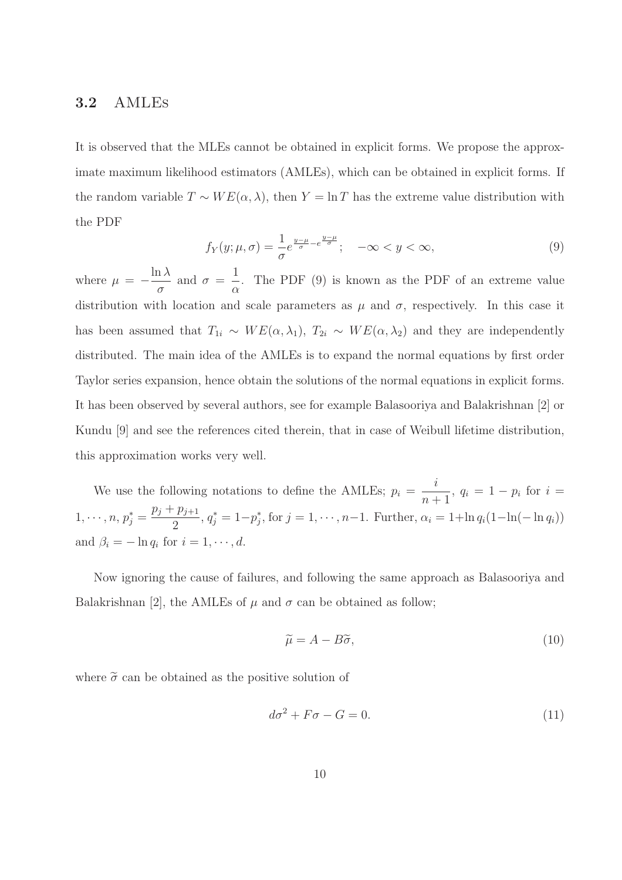### 3.2 AMLEs

It is observed that the MLEs cannot be obtained in explicit forms. We propose the approximate maximum likelihood estimators (AMLEs), which can be obtained in explicit forms. If the random variable $T \sim WE(\alpha, \lambda)$, then $Y = \ln T$ has the extreme value distribution with the PDF

$$f_Y(y; \mu, \sigma) = \frac{1}{\sigma} e^{\frac{y-\mu}{\sigma} - e^{\frac{y-\mu}{\sigma}}}; \quad -\infty < y < \infty, \tag{9}$$

where $\mu = -\dfrac{\ln \lambda}{\sigma}$ and $\sigma = \dfrac{1}{\alpha}$. The PDF (9) is known as the PDF of an extreme value distribution with location and scale parameters as $\mu$ and $\sigma$, respectively. In this case it has been assumed that $T_{1i} \sim WE(\alpha, \lambda_1)$, $T_{2i} \sim WE(\alpha, \lambda_2)$ and they are independently distributed. The main idea of the AMLEs is to expand the normal equations by first order Taylor series expansion, hence obtain the solutions of the normal equations in explicit forms. It has been observed by several authors, see for example Balasooriya and Balakrishnan [2] or Kundu [9] and see the references cited therein, that in case of Weibull lifetime distribution, this approximation works very well.

We use the following notations to define the AMLEs; $p_i = \dfrac{i}{n+1}$, $q_i = 1 - p_i$ for $i = 1, \cdots, n$, $p_j^* = \dfrac{p_j + p_{j+1}}{2}$, $q_j^* = 1 - p_j^*$, for $j = 1, \cdots, n-1$. Further, $\alpha_i = 1 + \ln q_i(1 - \ln(-\ln q_i))$ and $\beta_i = -\ln q_i$ for $i = 1, \cdots, d$.

Now ignoring the cause of failures, and following the same approach as Balasooriya and Balakrishnan [2], the AMLEs of $\mu$ and $\sigma$ can be obtained as follow;

$$\widetilde{\mu} = A - B\widetilde{\sigma}, \tag{10}$$

where $\widetilde{\sigma}$ can be obtained as the positive solution of

$$d\sigma^2 + F\sigma - G = 0. \tag{11}$$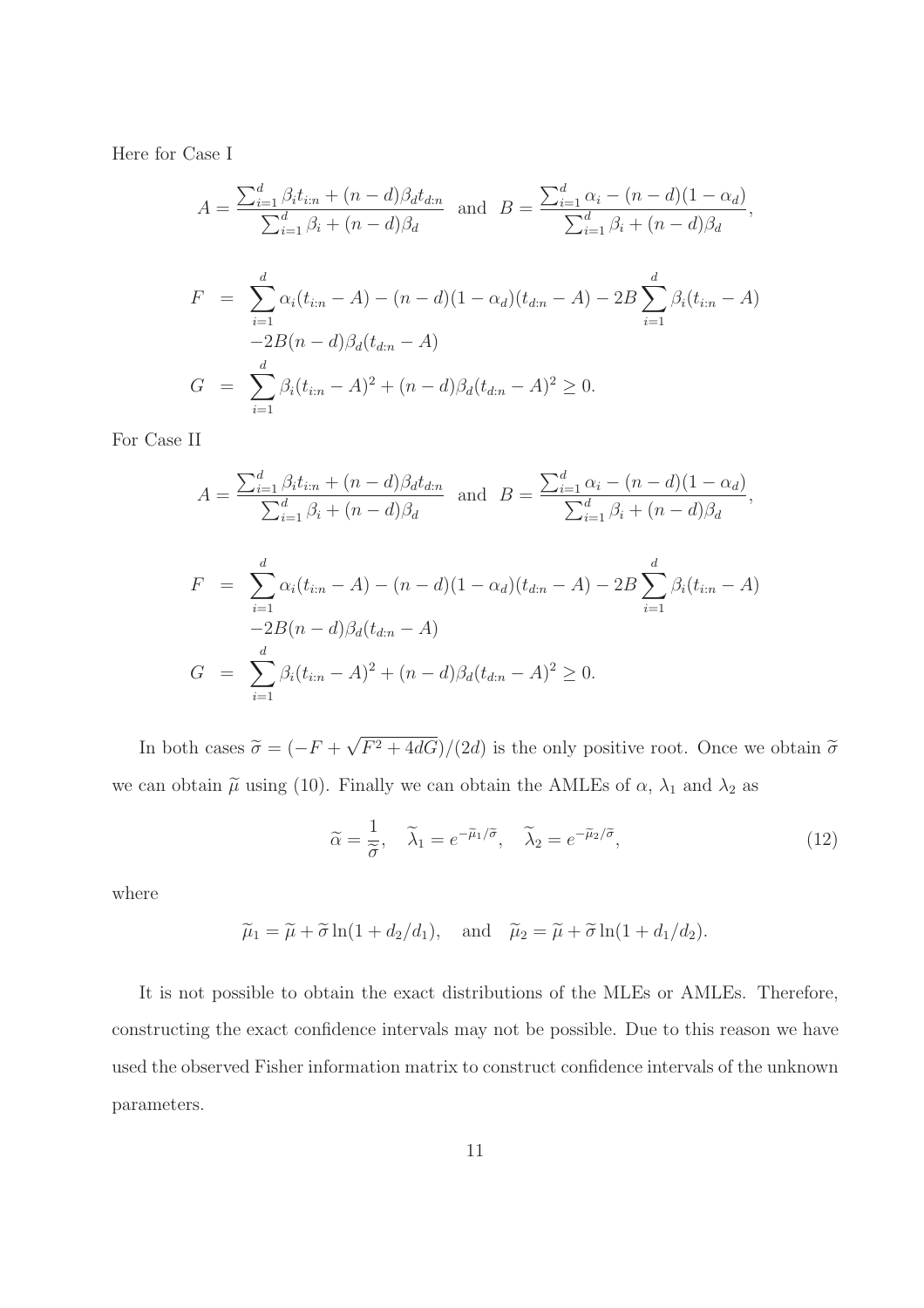Here for Case I

$$A = \frac{\sum_{i=1}^{d} \beta_i t_{i:n} + (n-d)\beta_d t_{d:n}}{\sum_{i=1}^{d} \beta_i + (n-d)\beta_d} \quad \text{and} \quad B = \frac{\sum_{i=1}^{d} \alpha_i - (n-d)(1-\alpha_d)}{\sum_{i=1}^{d} \beta_i + (n-d)\beta_d},$$

$$\begin{aligned}
F &= \sum_{i=1}^{d} \alpha_i (t_{i:n} - A) - (n-d)(1-\alpha_d)(t_{d:n} - A) - 2B \sum_{i=1}^{d} \beta_i (t_{i:n} - A) \\
&\quad - 2B(n-d)\beta_d (t_{d:n} - A) \\
G &= \sum_{i=1}^{d} \beta_i (t_{i:n} - A)^2 + (n-d)\beta_d (t_{d:n} - A)^2 \geq 0.
\end{aligned}$$

For Case II

$$A = \frac{\sum_{i=1}^{d} \beta_i t_{i:n} + (n-d)\beta_d t_{d:n}}{\sum_{i=1}^{d} \beta_i + (n-d)\beta_d} \quad \text{and} \quad B = \frac{\sum_{i=1}^{d} \alpha_i - (n-d)(1-\alpha_d)}{\sum_{i=1}^{d} \beta_i + (n-d)\beta_d},$$

$$\begin{aligned}
F &= \sum_{i=1}^{d} \alpha_i (t_{i:n} - A) - (n-d)(1-\alpha_d)(t_{d:n} - A) - 2B \sum_{i=1}^{d} \beta_i (t_{i:n} - A) \\
&\quad - 2B(n-d)\beta_d (t_{d:n} - A) \\
G &= \sum_{i=1}^{d} \beta_i (t_{i:n} - A)^2 + (n-d)\beta_d (t_{d:n} - A)^2 \geq 0.
\end{aligned}$$

In both cases $\widetilde{\sigma} = (-F + \sqrt{F^2 + 4dG})/(2d)$ is the only positive root. Once we obtain $\widetilde{\sigma}$ we can obtain $\widetilde{\mu}$ using (10). Finally we can obtain the AMLEs of $\alpha$, $\lambda_1$ and $\lambda_2$ as

$$\widetilde{\alpha} = \frac{1}{\widetilde{\sigma}}, \quad \widetilde{\lambda}_1 = e^{-\widetilde{\mu}_1/\widetilde{\sigma}}, \quad \widetilde{\lambda}_2 = e^{-\widetilde{\mu}_2/\widetilde{\sigma}}, \tag{12}$$

where

$$\widetilde{\mu}_1 = \widetilde{\mu} + \widetilde{\sigma} \ln(1 + d_2/d_1), \quad \text{and} \quad \widetilde{\mu}_2 = \widetilde{\mu} + \widetilde{\sigma} \ln(1 + d_1/d_2).$$

It is not possible to obtain the exact distributions of the MLEs or AMLEs. Therefore, constructing the exact confidence intervals may not be possible. Due to this reason we have used the observed Fisher information matrix to construct confidence intervals of the unknown parameters.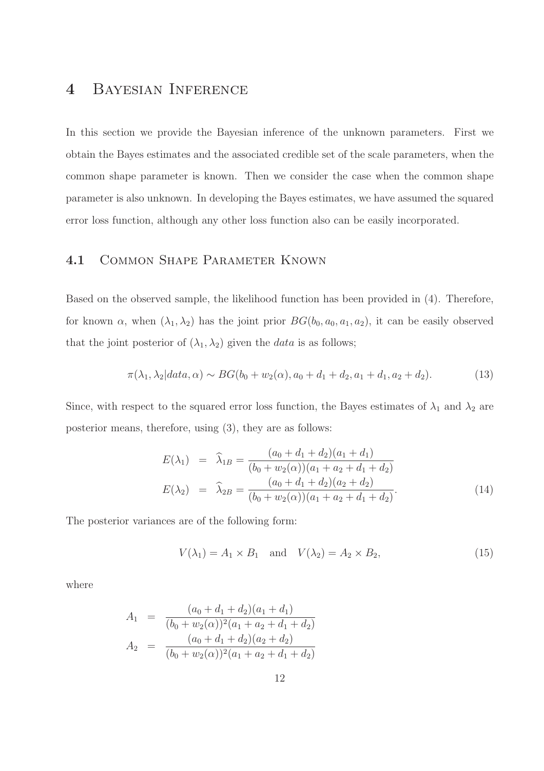# 4 Bayesian Inference

In this section we provide the Bayesian inference of the unknown parameters. First we obtain the Bayes estimates and the associated credible set of the scale parameters, when the common shape parameter is known. Then we consider the case when the common shape parameter is also unknown. In developing the Bayes estimates, we have assumed the squared error loss function, although any other loss function also can be easily incorporated.

## 4.1 Common Shape Parameter Known

Based on the observed sample, the likelihood function has been provided in (4). Therefore, for known $\alpha$, when $(\lambda_1, \lambda_2)$ has the joint prior $BG(b_0, a_0, a_1, a_2)$, it can be easily observed that the joint posterior of $(\lambda_1, \lambda_2)$ given the *data* is as follows;

$$\pi(\lambda_1, \lambda_2 | data, \alpha) \sim BG(b_0 + w_2(\alpha), a_0 + d_1 + d_2, a_1 + d_1, a_2 + d_2). \tag{13}$$

Since, with respect to the squared error loss function, the Bayes estimates of $\lambda_1$ and $\lambda_2$ are posterior means, therefore, using (3), they are as follows:

$$\begin{aligned}
E(\lambda_1) &= \widehat{\lambda}_{1B} = \frac{(a_0 + d_1 + d_2)(a_1 + d_1)}{(b_0 + w_2(\alpha))(a_1 + a_2 + d_1 + d_2)} \\
E(\lambda_2) &= \widehat{\lambda}_{2B} = \frac{(a_0 + d_1 + d_2)(a_2 + d_2)}{(b_0 + w_2(\alpha))(a_1 + a_2 + d_1 + d_2)}.
\end{aligned} \tag{14}$$

The posterior variances are of the following form:

$$V(\lambda_1) = A_1 \times B_1 \quad \text{and} \quad V(\lambda_2) = A_2 \times B_2, \tag{15}$$

where

$$\begin{aligned}
A_1 &= \frac{(a_0 + d_1 + d_2)(a_1 + d_1)}{(b_0 + w_2(\alpha))^2 (a_1 + a_2 + d_1 + d_2)} \\
A_2 &= \frac{(a_0 + d_1 + d_2)(a_2 + d_2)}{(b_0 + w_2(\alpha))^2 (a_1 + a_2 + d_1 + d_2)}
\end{aligned}$$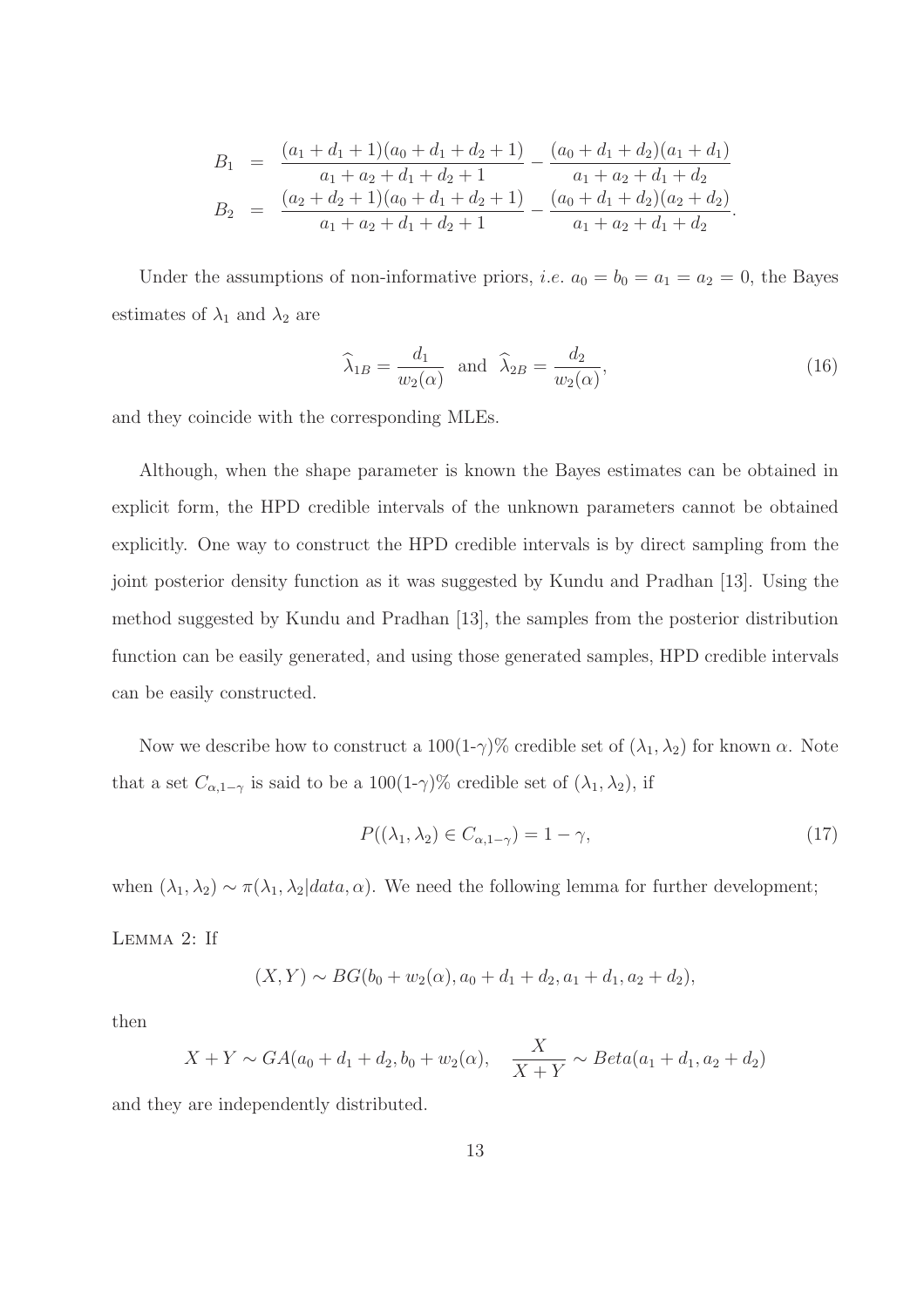$$
\begin{aligned}
B_1 &= \frac{(a_1+d_1+1)(a_0+d_1+d_2+1)}{a_1+a_2+d_1+d_2+1} - \frac{(a_0+d_1+d_2)(a_1+d_1)}{a_1+a_2+d_1+d_2} \\
B_2 &= \frac{(a_2+d_2+1)(a_0+d_1+d_2+1)}{a_1+a_2+d_1+d_2+1} - \frac{(a_0+d_1+d_2)(a_2+d_2)}{a_1+a_2+d_1+d_2}.
\end{aligned}
$$

Under the assumptions of non-informative priors, *i.e.* $a_0 = b_0 = a_1 = a_2 = 0$, the Bayes estimates of $\lambda_1$ and $\lambda_2$ are

$$
\widehat{\lambda}_{1B} = \frac{d_1}{w_2(\alpha)} \quad \text{and} \quad \widehat{\lambda}_{2B} = \frac{d_2}{w_2(\alpha)}, \tag{16}
$$

and they coincide with the corresponding MLEs.

Although, when the shape parameter is known the Bayes estimates can be obtained in explicit form, the HPD credible intervals of the unknown parameters cannot be obtained explicitly. One way to construct the HPD credible intervals is by direct sampling from the joint posterior density function as it was suggested by Kundu and Pradhan [13]. Using the method suggested by Kundu and Pradhan [13], the samples from the posterior distribution function can be easily generated, and using those generated samples, HPD credible intervals can be easily constructed.

Now we describe how to construct a 100(1-$\gamma$)% credible set of $(\lambda_1, \lambda_2)$ for known $\alpha$. Note that a set $C_{\alpha,1-\gamma}$ is said to be a 100(1-$\gamma$)% credible set of $(\lambda_1, \lambda_2)$, if

$$
P((\lambda_1, \lambda_2) \in C_{\alpha,1-\gamma}) = 1 - \gamma, \tag{17}
$$

when $(\lambda_1, \lambda_2) \sim \pi(\lambda_1, \lambda_2 | data, \alpha)$. We need the following lemma for further development;

LEMMA 2: If

$$
(X, Y) \sim BG(b_0 + w_2(\alpha), a_0 + d_1 + d_2, a_1 + d_1, a_2 + d_2),
$$

then

$$
X + Y \sim GA(a_0 + d_1 + d_2, b_0 + w_2(\alpha), \quad \frac{X}{X+Y} \sim Beta(a_1 + d_1, a_2 + d_2)
$$

and they are independently distributed.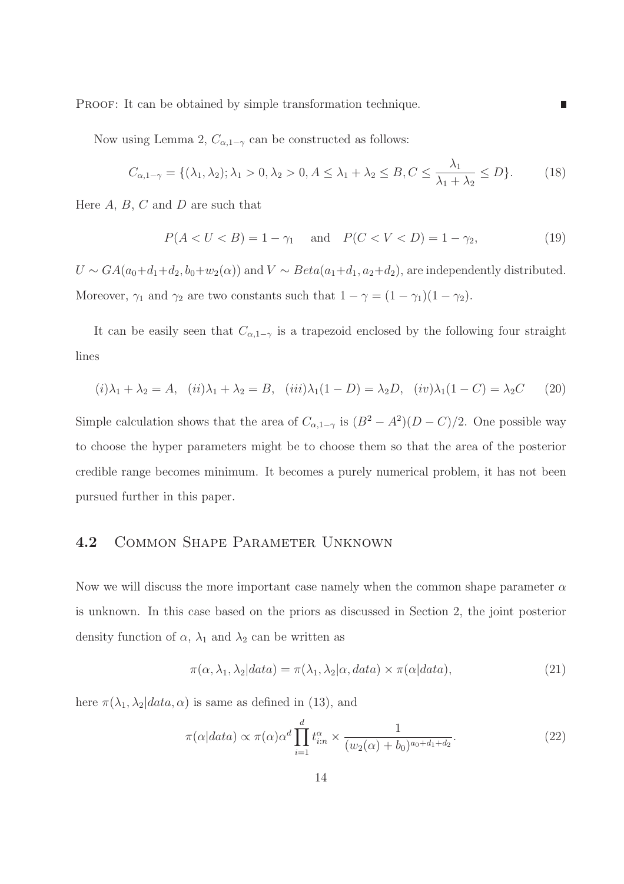PROOF: It can be obtained by simple transformation technique. ∎

Now using Lemma 2, $C_{\alpha,1-\gamma}$ can be constructed as follows:

$$C_{\alpha,1-\gamma} = \{(\lambda_1, \lambda_2); \lambda_1 > 0, \lambda_2 > 0, A \le \lambda_1 + \lambda_2 \le B, C \le \frac{\lambda_1}{\lambda_1 + \lambda_2} \le D\}. \tag{18}$$

Here $A$, $B$, $C$ and $D$ are such that

$$P(A < U < B) = 1 - \gamma_1 \quad \text{and} \quad P(C < V < D) = 1 - \gamma_2, \tag{19}$$

$U \sim GA(a_0+d_1+d_2, b_0+w_2(\alpha))$ and $V \sim Beta(a_1+d_1, a_2+d_2)$, are independently distributed. Moreover, $\gamma_1$ and $\gamma_2$ are two constants such that $1 - \gamma = (1 - \gamma_1)(1 - \gamma_2)$.

It can be easily seen that $C_{\alpha,1-\gamma}$ is a trapezoid enclosed by the following four straight lines

$$(i)\lambda_1 + \lambda_2 = A, \quad (ii)\lambda_1 + \lambda_2 = B, \quad (iii)\lambda_1(1 - D) = \lambda_2 D, \quad (iv)\lambda_1(1 - C) = \lambda_2 C \tag{20}$$

Simple calculation shows that the area of $C_{\alpha,1-\gamma}$ is $(B^2 - A^2)(D - C)/2$. One possible way to choose the hyper parameters might be to choose them so that the area of the posterior credible range becomes minimum. It becomes a purely numerical problem, it has not been pursued further in this paper.

## 4.2 Common Shape Parameter Unknown

Now we will discuss the more important case namely when the common shape parameter $\alpha$ is unknown. In this case based on the priors as discussed in Section 2, the joint posterior density function of $\alpha$, $\lambda_1$ and $\lambda_2$ can be written as

$$\pi(\alpha, \lambda_1, \lambda_2 | data) = \pi(\lambda_1, \lambda_2 | \alpha, data) \times \pi(\alpha | data), \tag{21}$$

here $\pi(\lambda_1, \lambda_2 | data, \alpha)$ is same as defined in (13), and

$$\pi(\alpha | data) \propto \pi(\alpha)\alpha^d \prod_{i=1}^{d} t_{i:n}^{\alpha} \times \frac{1}{(w_2(\alpha) + b_0)^{a_0+d_1+d_2}}. \tag{22}$$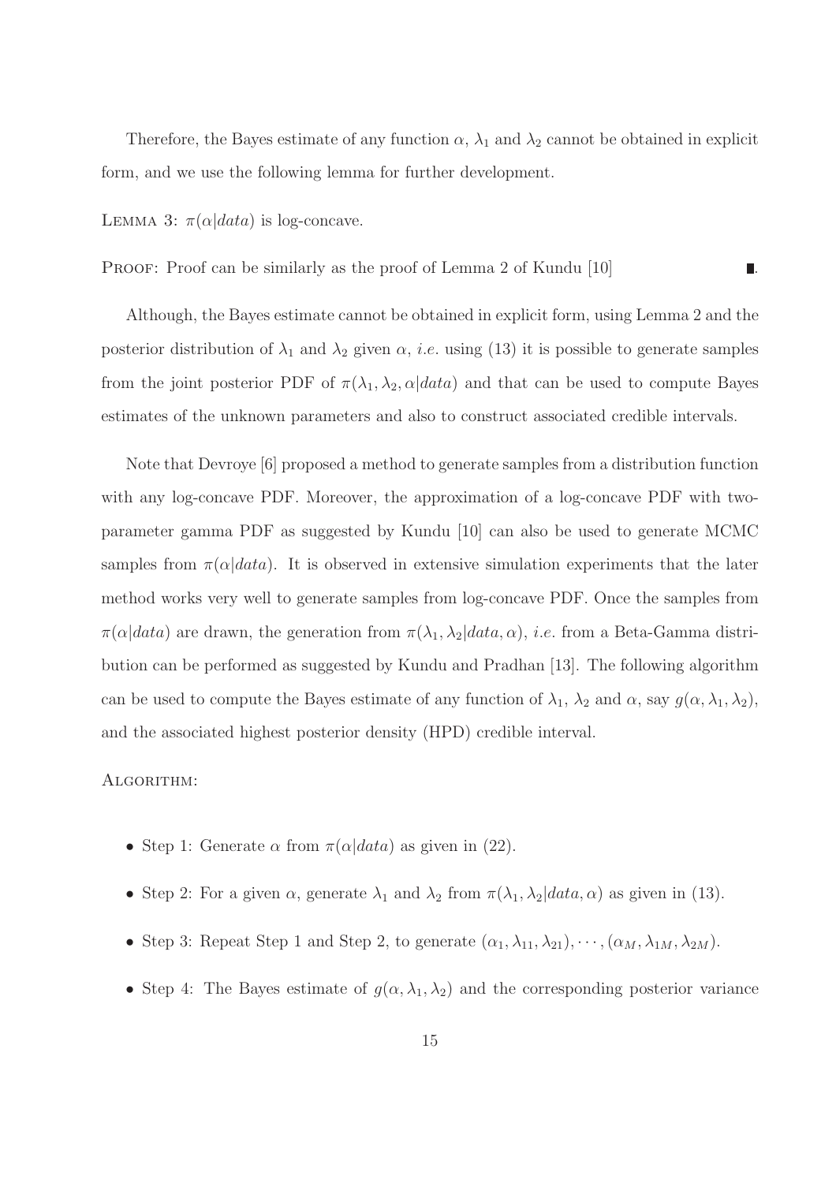Therefore, the Bayes estimate of any function $\alpha$, $\lambda_1$ and $\lambda_2$ cannot be obtained in explicit form, and we use the following lemma for further development.

LEMMA 3: $\pi(\alpha|data)$ is log-concave.

PROOF: Proof can be similarly as the proof of Lemma 2 of Kundu [10] ∎.

Although, the Bayes estimate cannot be obtained in explicit form, using Lemma 2 and the posterior distribution of $\lambda_1$ and $\lambda_2$ given $\alpha$, *i.e.* using (13) it is possible to generate samples from the joint posterior PDF of $\pi(\lambda_1, \lambda_2, \alpha|data)$ and that can be used to compute Bayes estimates of the unknown parameters and also to construct associated credible intervals.

Note that Devroye [6] proposed a method to generate samples from a distribution function with any log-concave PDF. Moreover, the approximation of a log-concave PDF with two-parameter gamma PDF as suggested by Kundu [10] can also be used to generate MCMC samples from $\pi(\alpha|data)$. It is observed in extensive simulation experiments that the later method works very well to generate samples from log-concave PDF. Once the samples from $\pi(\alpha|data)$ are drawn, the generation from $\pi(\lambda_1, \lambda_2|data, \alpha)$, *i.e.* from a Beta-Gamma distribution can be performed as suggested by Kundu and Pradhan [13]. The following algorithm can be used to compute the Bayes estimate of any function of $\lambda_1$, $\lambda_2$ and $\alpha$, say $g(\alpha, \lambda_1, \lambda_2)$, and the associated highest posterior density (HPD) credible interval.

ALGORITHM:

- Step 1: Generate $\alpha$ from $\pi(\alpha|data)$ as given in (22).
- Step 2: For a given $\alpha$, generate $\lambda_1$ and $\lambda_2$ from $\pi(\lambda_1, \lambda_2|data, \alpha)$ as given in (13).
- Step 3: Repeat Step 1 and Step 2, to generate $(\alpha_1, \lambda_{11}, \lambda_{21}), \cdots, (\alpha_M, \lambda_{1M}, \lambda_{2M})$.
- Step 4: The Bayes estimate of $g(\alpha, \lambda_1, \lambda_2)$ and the corresponding posterior variance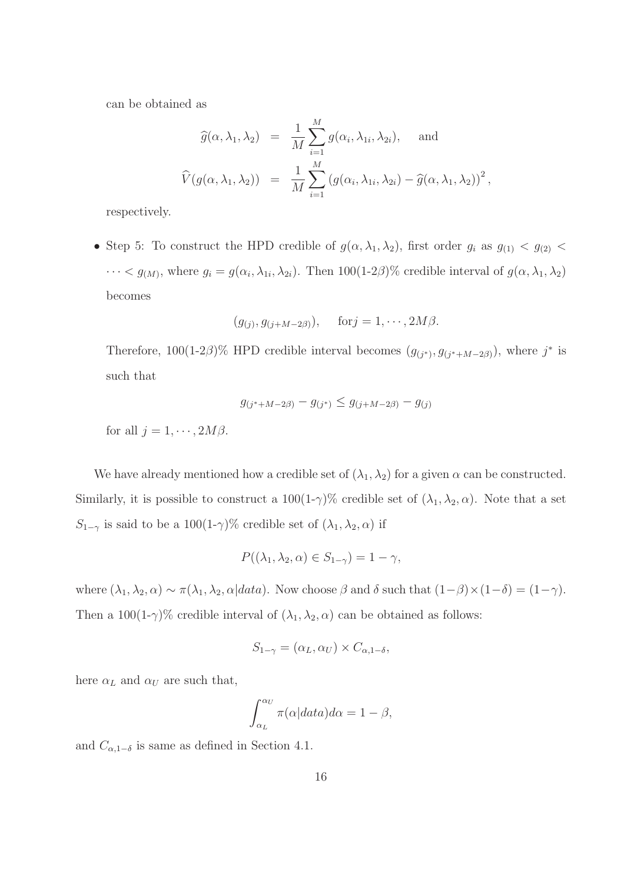can be obtained as

$$
\begin{aligned}
\widehat{g}(\alpha, \lambda_1, \lambda_2) &= \frac{1}{M} \sum_{i=1}^{M} g(\alpha_i, \lambda_{1i}, \lambda_{2i}), \quad \text{and} \\
\widehat{V}(g(\alpha, \lambda_1, \lambda_2)) &= \frac{1}{M} \sum_{i=1}^{M} \left( g(\alpha_i, \lambda_{1i}, \lambda_{2i}) - \widehat{g}(\alpha, \lambda_1, \lambda_2) \right)^2,
\end{aligned}
$$

respectively.

- Step 5: To construct the HPD credible of $g(\alpha, \lambda_1, \lambda_2)$, first order $g_i$ as $g_{(1)} < g_{(2)} < \cdots < g_{(M)}$, where $g_i = g(\alpha_i, \lambda_{1i}, \lambda_{2i})$. Then 100(1-2$\beta$)% credible interval of $g(\alpha, \lambda_1, \lambda_2)$ becomes

$$
(g_{(j)}, g_{(j+M-2\beta)}), \quad \text{for} j = 1, \cdots, 2M\beta.
$$

Therefore, 100(1-2$\beta$)% HPD credible interval becomes $(g_{(j^*)}, g_{(j^*+M-2\beta)})$, where $j^*$ is such that

$$
g_{(j^*+M-2\beta)} - g_{(j^*)} \leq g_{(j+M-2\beta)} - g_{(j)}
$$

for all $j = 1, \cdots, 2M\beta$.

We have already mentioned how a credible set of $(\lambda_1, \lambda_2)$ for a given $\alpha$ can be constructed. Similarly, it is possible to construct a 100(1-$\gamma$)% credible set of $(\lambda_1, \lambda_2, \alpha)$. Note that a set $S_{1-\gamma}$ is said to be a 100(1-$\gamma$)% credible set of $(\lambda_1, \lambda_2, \alpha)$ if

$$
P((\lambda_1, \lambda_2, \alpha) \in S_{1-\gamma}) = 1 - \gamma,
$$

where $(\lambda_1, \lambda_2, \alpha) \sim \pi(\lambda_1, \lambda_2, \alpha | data)$. Now choose $\beta$ and $\delta$ such that $(1-\beta) \times (1-\delta) = (1-\gamma)$. Then a 100(1-$\gamma$)% credible interval of $(\lambda_1, \lambda_2, \alpha)$ can be obtained as follows:

$$
S_{1-\gamma} = (\alpha_L, \alpha_U) \times C_{\alpha, 1-\delta},
$$

here $\alpha_L$ and $\alpha_U$ are such that,

$$
\int_{\alpha_L}^{\alpha_U} \pi(\alpha | data) d\alpha = 1 - \beta,
$$

and $C_{\alpha, 1-\delta}$ is same as defined in Section 4.1.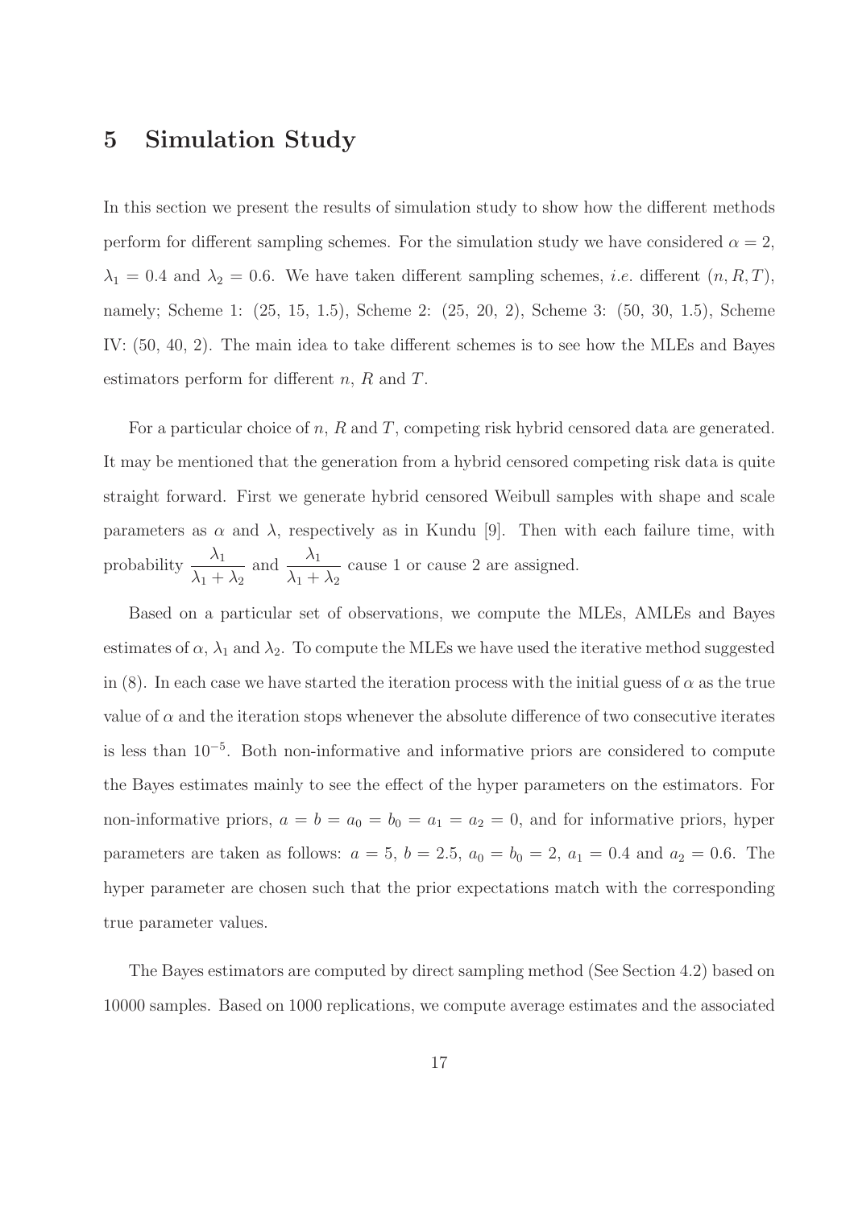# 5 Simulation Study

In this section we present the results of simulation study to show how the different methods perform for different sampling schemes. For the simulation study we have considered $\alpha = 2$, $\lambda_1 = 0.4$ and $\lambda_2 = 0.6$. We have taken different sampling schemes, *i.e.* different $(n, R, T)$, namely; Scheme 1: (25, 15, 1.5), Scheme 2: (25, 20, 2), Scheme 3: (50, 30, 1.5), Scheme IV: (50, 40, 2). The main idea to take different schemes is to see how the MLEs and Bayes estimators perform for different $n$, $R$ and $T$.

For a particular choice of $n$, $R$ and $T$, competing risk hybrid censored data are generated. It may be mentioned that the generation from a hybrid censored competing risk data is quite straight forward. First we generate hybrid censored Weibull samples with shape and scale parameters as $\alpha$ and $\lambda$, respectively as in Kundu [9]. Then with each failure time, with probability $\dfrac{\lambda_1}{\lambda_1 + \lambda_2}$ and $\dfrac{\lambda_1}{\lambda_1 + \lambda_2}$ cause 1 or cause 2 are assigned.

Based on a particular set of observations, we compute the MLEs, AMLEs and Bayes estimates of $\alpha$, $\lambda_1$ and $\lambda_2$. To compute the MLEs we have used the iterative method suggested in (8). In each case we have started the iteration process with the initial guess of $\alpha$ as the true value of $\alpha$ and the iteration stops whenever the absolute difference of two consecutive iterates is less than $10^{-5}$. Both non-informative and informative priors are considered to compute the Bayes estimates mainly to see the effect of the hyper parameters on the estimators. For non-informative priors, $a = b = a_0 = b_0 = a_1 = a_2 = 0$, and for informative priors, hyper parameters are taken as follows: $a = 5$, $b = 2.5$, $a_0 = b_0 = 2$, $a_1 = 0.4$ and $a_2 = 0.6$. The hyper parameter are chosen such that the prior expectations match with the corresponding true parameter values.

The Bayes estimators are computed by direct sampling method (See Section 4.2) based on 10000 samples. Based on 1000 replications, we compute average estimates and the associated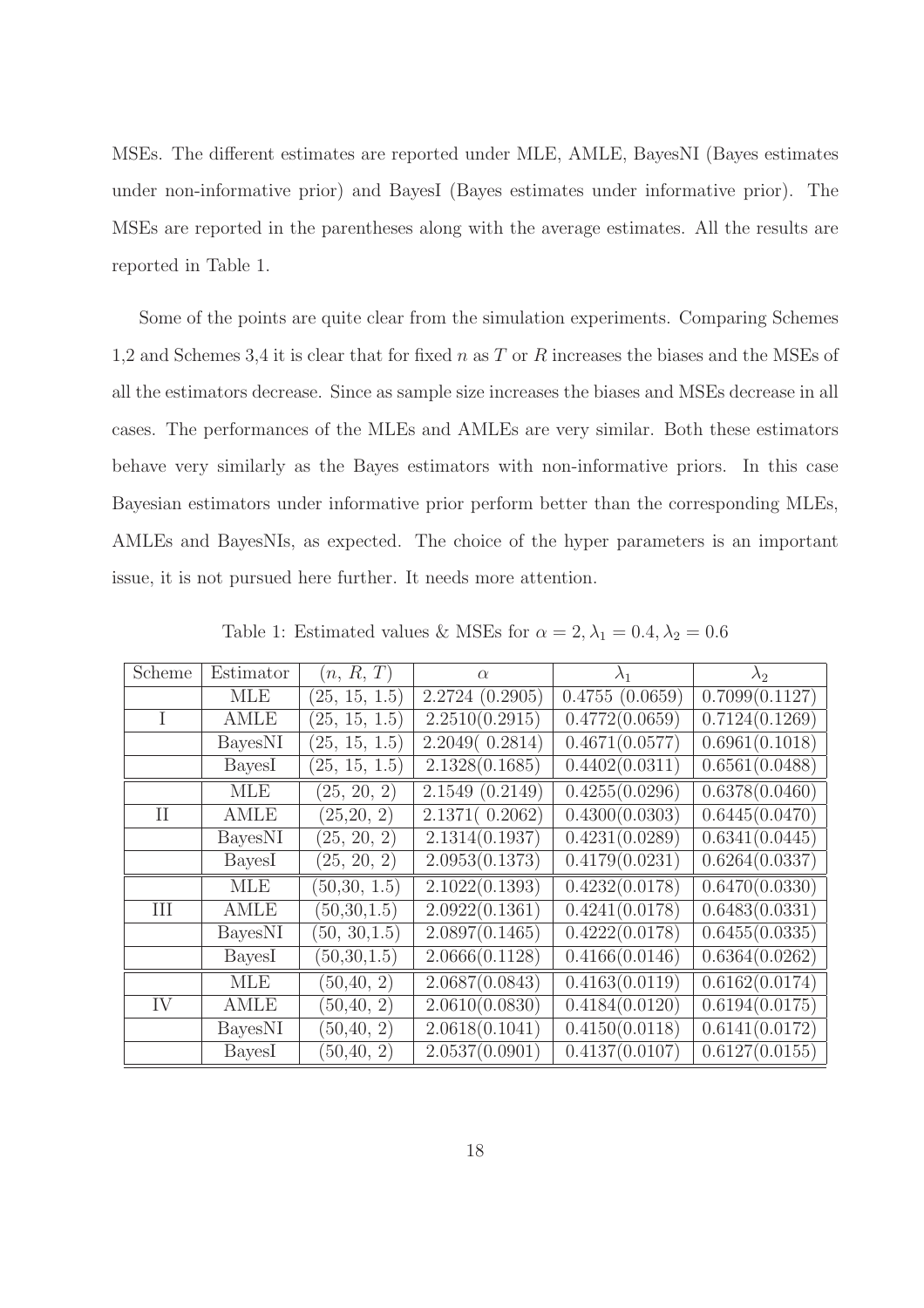MSEs. The different estimates are reported under MLE, AMLE, BayesNI (Bayes estimates under non-informative prior) and BayesI (Bayes estimates under informative prior). The MSEs are reported in the parentheses along with the average estimates. All the results are reported in Table 1.

Some of the points are quite clear from the simulation experiments. Comparing Schemes 1,2 and Schemes 3,4 it is clear that for fixed $n$ as $T$ or $R$ increases the biases and the MSEs of all the estimators decrease. Since as sample size increases the biases and MSEs decrease in all cases. The performances of the MLEs and AMLEs are very similar. Both these estimators behave very similarly as the Bayes estimators with non-informative priors. In this case Bayesian estimators under informative prior perform better than the corresponding MLEs, AMLEs and BayesNIs, as expected. The choice of the hyper parameters is an important issue, it is not pursued here further. It needs more attention.

Table 1: Estimated values & MSEs for $\alpha = 2, \lambda_1 = 0.4, \lambda_2 = 0.6$

| Scheme | Estimator | $(n, R, T)$ | $\alpha$ | $\lambda_1$ | $\lambda_2$ |
|---|---|---|---|---|---|
| | MLE | (25, 15, 1.5) | 2.2724 (0.2905) | 0.4755 (0.0659) | 0.7099(0.1127) |
| I | AMLE | (25, 15, 1.5) | 2.2510(0.2915) | 0.4772(0.0659) | 0.7124(0.1269) |
| | BayesNI | (25, 15, 1.5) | 2.2049( 0.2814) | 0.4671(0.0577) | 0.6961(0.1018) |
| | BayesI | (25, 15, 1.5) | 2.1328(0.1685) | 0.4402(0.0311) | 0.6561(0.0488) |
| | MLE | (25, 20, 2) | 2.1549 (0.2149) | 0.4255(0.0296) | 0.6378(0.0460) |
| II | AMLE | (25,20, 2) | 2.1371( 0.2062) | 0.4300(0.0303) | 0.6445(0.0470) |
| | BayesNI | (25, 20, 2) | 2.1314(0.1937) | 0.4231(0.0289) | 0.6341(0.0445) |
| | BayesI | (25, 20, 2) | 2.0953(0.1373) | 0.4179(0.0231) | 0.6264(0.0337) |
| | MLE | (50,30, 1.5) | 2.1022(0.1393) | 0.4232(0.0178) | 0.6470(0.0330) |
| III | AMLE | (50,30,1.5) | 2.0922(0.1361) | 0.4241(0.0178) | 0.6483(0.0331) |
| | BayesNI | (50, 30,1.5) | 2.0897(0.1465) | 0.4222(0.0178) | 0.6455(0.0335) |
| | BayesI | (50,30,1.5) | 2.0666(0.1128) | 0.4166(0.0146) | 0.6364(0.0262) |
| | MLE | (50,40, 2) | 2.0687(0.0843) | 0.4163(0.0119) | 0.6162(0.0174) |
| IV | AMLE | (50,40, 2) | 2.0610(0.0830) | 0.4184(0.0120) | 0.6194(0.0175) |
| | BayesNI | (50,40, 2) | 2.0618(0.1041) | 0.4150(0.0118) | 0.6141(0.0172) |
| | BayesI | (50,40, 2) | 2.0537(0.0901) | 0.4137(0.0107) | 0.6127(0.0155) |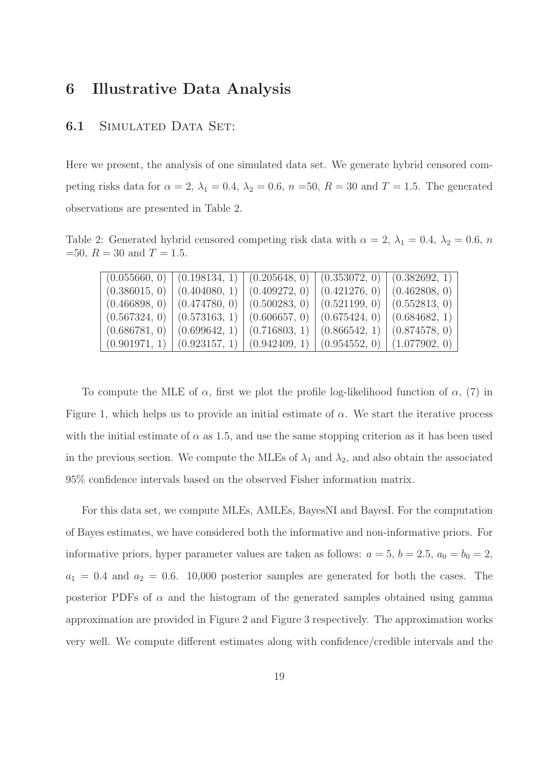# 6 Illustrative Data Analysis

## 6.1 Simulated Data Set:

Here we present, the analysis of one simulated data set. We generate hybrid censored competing risks data for $\alpha = 2$, $\lambda_1 = 0.4$, $\lambda_2 = 0.6$, $n$ =50, $R = 30$ and $T = 1.5$. The generated observations are presented in Table 2.

Table 2: Generated hybrid censored competing risk data with $\alpha = 2$, $\lambda_1 = 0.4$, $\lambda_2 = 0.6$, $n$ =50, $R = 30$ and $T = 1.5$.

| | | | | |
|---|---|---|---|---|
| (0.055660, 0) | (0.198134, 1) | (0.205648, 0) | (0.353072, 0) | (0.382692, 1) |
| (0.386015, 0) | (0.404080, 1) | (0.409272, 0) | (0.421276, 0) | (0.462808, 0) |
| (0.466898, 0) | (0.474780, 0) | (0.500283, 0) | (0.521199, 0) | (0.552813, 0) |
| (0.567324, 0) | (0.573163, 1) | (0.606657, 0) | (0.675424, 0) | (0.684682, 1) |
| (0.686781, 0) | (0.699642, 1) | (0.716803, 1) | (0.866542, 1) | (0.874578, 0) |
| (0.901971, 1) | (0.923157, 1) | (0.942409, 1) | (0.954552, 0) | (1.077902, 0) |

To compute the MLE of $\alpha$, first we plot the profile log-likelihood function of $\alpha$, (7) in Figure 1, which helps us to provide an initial estimate of $\alpha$. We start the iterative process with the initial estimate of $\alpha$ as 1.5, and use the same stopping criterion as it has been used in the previous section. We compute the MLEs of $\lambda_1$ and $\lambda_2$, and also obtain the associated 95% confidence intervals based on the observed Fisher information matrix.

For this data set, we compute MLEs, AMLEs, BayesNI and BayesI. For the computation of Bayes estimates, we have considered both the informative and non-informative priors. For informative priors, hyper parameter values are taken as follows: $a = 5$, $b = 2.5$, $a_0 = b_0 = 2$, $a_1 = 0.4$ and $a_2 = 0.6$. 10,000 posterior samples are generated for both the cases. The posterior PDFs of $\alpha$ and the histogram of the generated samples obtained using gamma approximation are provided in Figure 2 and Figure 3 respectively. The approximation works very well. We compute different estimates along with confidence/credible intervals and the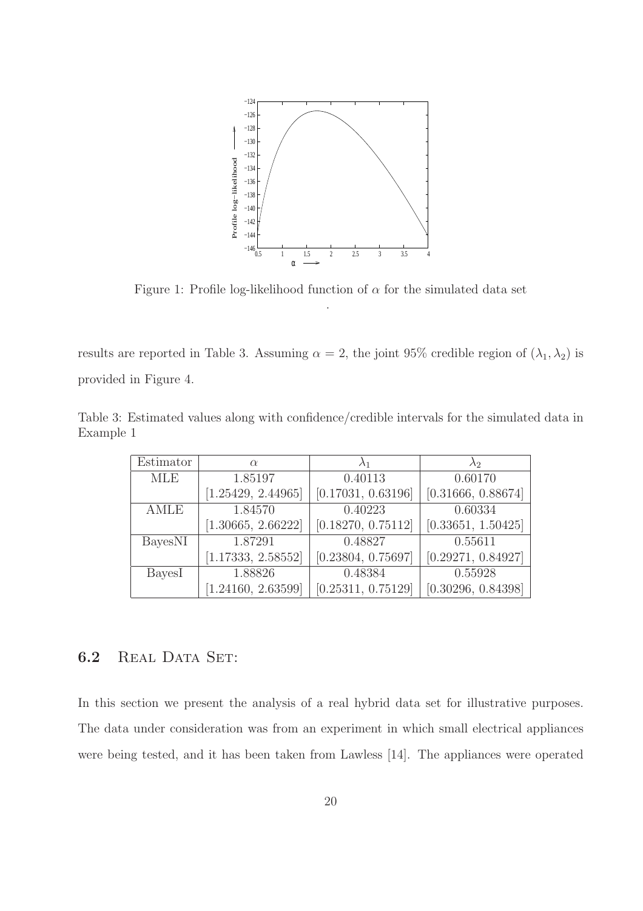Figure 1: Profile log-likelihood function of $\alpha$ for the simulated data set

results are reported in Table 3. Assuming $\alpha = 2$, the joint 95% credible region of $(\lambda_1, \lambda_2)$ is provided in Figure 4.

Table 3: Estimated values along with confidence/credible intervals for the simulated data in Example 1

| Estimator | $\alpha$ | $\lambda_1$ | $\lambda_2$ |
|---|---|---|---|
| MLE | 1.85197 | 0.40113 | 0.60170 |
| | [1.25429, 2.44965] | [0.17031, 0.63196] | [0.31666, 0.88674] |
| AMLE | 1.84570 | 0.40223 | 0.60334 |
| | [1.30665, 2.66222] | [0.18270, 0.75112] | [0.33651, 1.50425] |
| BayesNI | 1.87291 | 0.48827 | 0.55611 |
| | [1.17333, 2.58552] | [0.23804, 0.75697] | [0.29271, 0.84927] |
| BayesI | 1.88826 | 0.48384 | 0.55928 |
| | [1.24160, 2.63599] | [0.25311, 0.75129] | [0.30296, 0.84398] |

## 6.2 Real Data Set:

In this section we present the analysis of a real hybrid data set for illustrative purposes. The data under consideration was from an experiment in which small electrical appliances were being tested, and it has been taken from Lawless [14]. The appliances were operated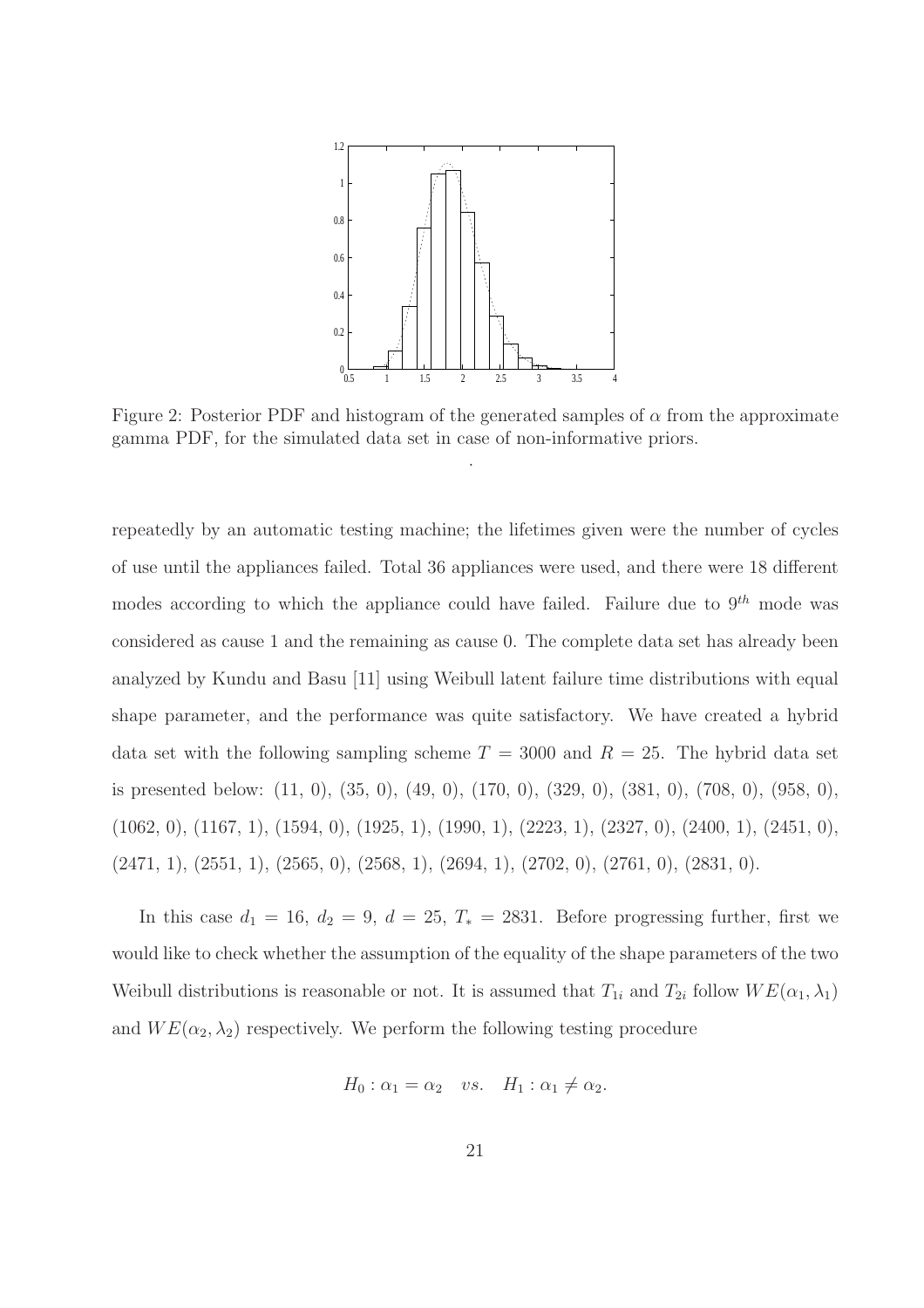Figure 2: Posterior PDF and histogram of the generated samples of $\alpha$ from the approximate gamma PDF, for the simulated data set in case of non-informative priors.

repeatedly by an automatic testing machine; the lifetimes given were the number of cycles of use until the appliances failed. Total 36 appliances were used, and there were 18 different modes according to which the appliance could have failed. Failure due to $9^{th}$ mode was considered as cause 1 and the remaining as cause 0. The complete data set has already been analyzed by Kundu and Basu [11] using Weibull latent failure time distributions with equal shape parameter, and the performance was quite satisfactory. We have created a hybrid data set with the following sampling scheme $T = 3000$ and $R = 25$. The hybrid data set is presented below: (11, 0), (35, 0), (49, 0), (170, 0), (329, 0), (381, 0), (708, 0), (958, 0), (1062, 0), (1167, 1), (1594, 0), (1925, 1), (1990, 1), (2223, 1), (2327, 0), (2400, 1), (2451, 0), (2471, 1), (2551, 1), (2565, 0), (2568, 1), (2694, 1), (2702, 0), (2761, 0), (2831, 0).

In this case $d_1 = 16$, $d_2 = 9$, $d = 25$, $T_* = 2831$. Before progressing further, first we would like to check whether the assumption of the equality of the shape parameters of the two Weibull distributions is reasonable or not. It is assumed that $T_{1i}$ and $T_{2i}$ follow $WE(\alpha_1, \lambda_1)$ and $WE(\alpha_2, \lambda_2)$ respectively. We perform the following testing procedure

$$H_0 : \alpha_1 = \alpha_2 \quad vs. \quad H_1 : \alpha_1 \neq \alpha_2.$$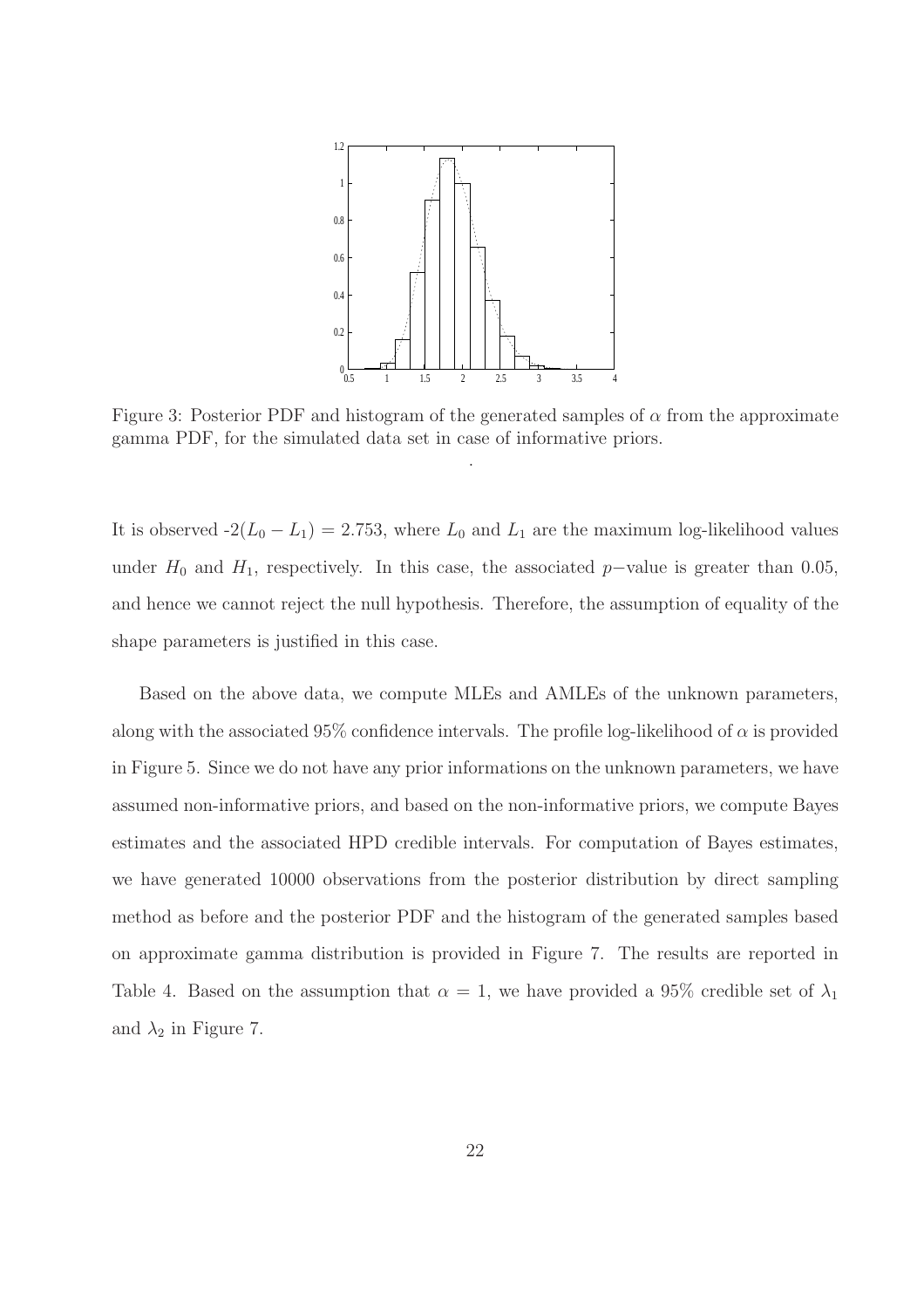Figure 3: Posterior PDF and histogram of the generated samples of $\alpha$ from the approximate gamma PDF, for the simulated data set in case of informative priors.

It is observed $-2(L_0 - L_1) = 2.753$, where $L_0$ and $L_1$ are the maximum log-likelihood values under $H_0$ and $H_1$, respectively. In this case, the associated $p-$value is greater than 0.05, and hence we cannot reject the null hypothesis. Therefore, the assumption of equality of the shape parameters is justified in this case.

Based on the above data, we compute MLEs and AMLEs of the unknown parameters, along with the associated 95% confidence intervals. The profile log-likelihood of $\alpha$ is provided in Figure 5. Since we do not have any prior informations on the unknown parameters, we have assumed non-informative priors, and based on the non-informative priors, we compute Bayes estimates and the associated HPD credible intervals. For computation of Bayes estimates, we have generated 10000 observations from the posterior distribution by direct sampling method as before and the posterior PDF and the histogram of the generated samples based on approximate gamma distribution is provided in Figure 7. The results are reported in Table 4. Based on the assumption that $\alpha = 1$, we have provided a 95% credible set of $\lambda_1$ and $\lambda_2$ in Figure 7.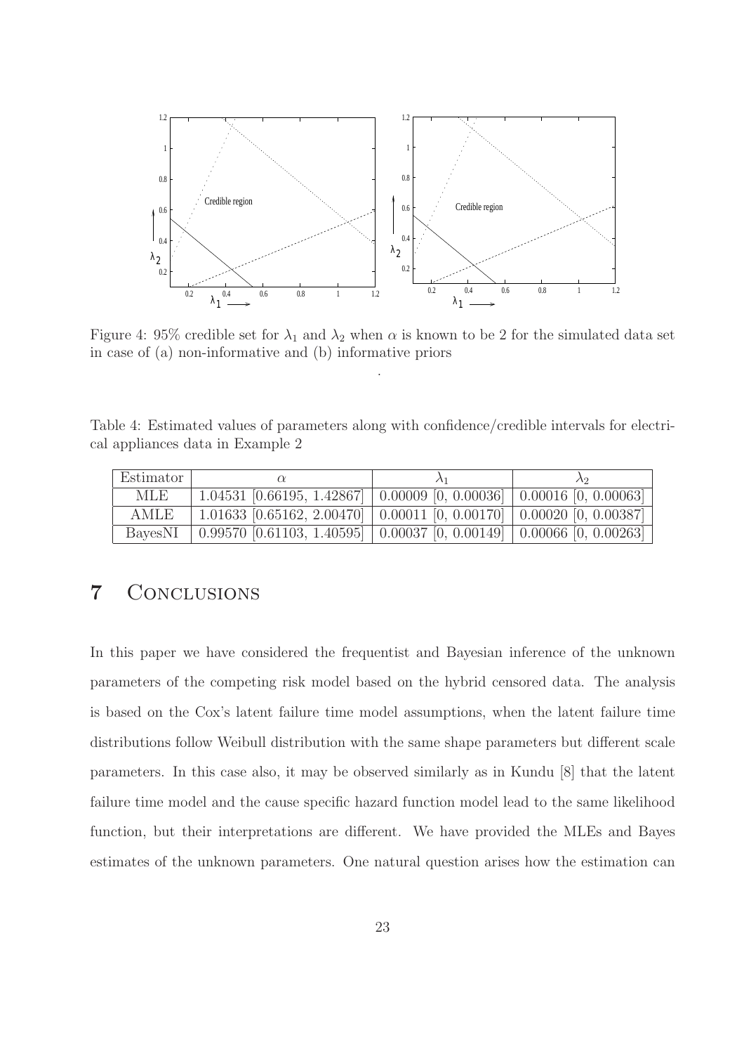Figure 4: 95% credible set for $\lambda_1$ and $\lambda_2$ when $\alpha$ is known to be 2 for the simulated data set in case of (a) non-informative and (b) informative priors

Table 4: Estimated values of parameters along with confidence/credible intervals for electrical appliances data in Example 2

| Estimator | $\alpha$ | $\lambda_1$ | $\lambda_2$ |
|---|---|---|---|
| MLE | 1.04531 [0.66195, 1.42867] | 0.00009 [0, 0.00036] | 0.00016 [0, 0.00063] |
| AMLE | 1.01633 [0.65162, 2.00470] | 0.00011 [0, 0.00170] | 0.00020 [0, 0.00387] |
| BayesNI | 0.99570 [0.61103, 1.40595] | 0.00037 [0, 0.00149] | 0.00066 [0, 0.00263] |

## 7 Conclusions

In this paper we have considered the frequentist and Bayesian inference of the unknown parameters of the competing risk model based on the hybrid censored data. The analysis is based on the Cox's latent failure time model assumptions, when the latent failure time distributions follow Weibull distribution with the same shape parameters but different scale parameters. In this case also, it may be observed similarly as in Kundu [8] that the latent failure time model and the cause specific hazard function model lead to the same likelihood function, but their interpretations are different. We have provided the MLEs and Bayes estimates of the unknown parameters. One natural question arises how the estimation can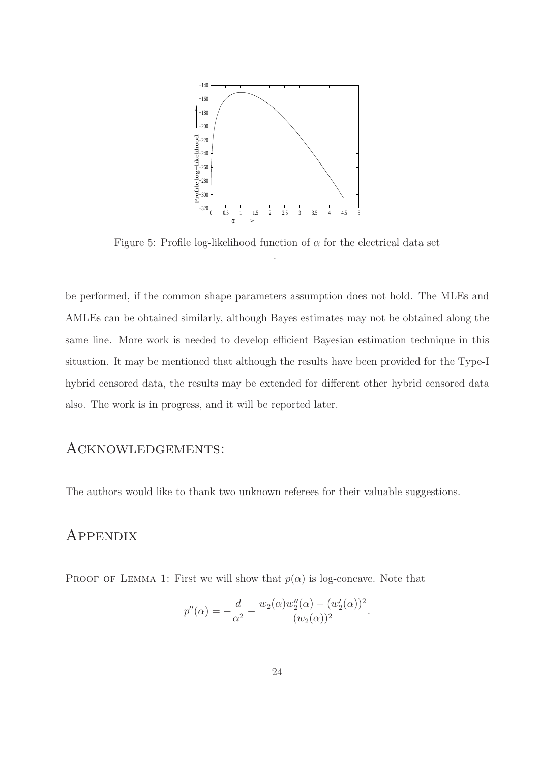Figure 5: Profile log-likelihood function of $\alpha$ for the electrical data set

.

be performed, if the common shape parameters assumption does not hold. The MLEs and AMLEs can be obtained similarly, although Bayes estimates may not be obtained along the same line. More work is needed to develop efficient Bayesian estimation technique in this situation. It may be mentioned that although the results have been provided for the Type-I hybrid censored data, the results may be extended for different other hybrid censored data also. The work is in progress, and it will be reported later.

# Acknowledgements:

The authors would like to thank two unknown referees for their valuable suggestions.

# Appendix

Proof of Lemma 1: First we will show that $p(\alpha)$ is log-concave. Note that

$$p''(\alpha) = -\frac{d}{\alpha^2} - \frac{w_2(\alpha)w_2''(\alpha) - (w_2'(\alpha))^2}{(w_2(\alpha))^2}.$$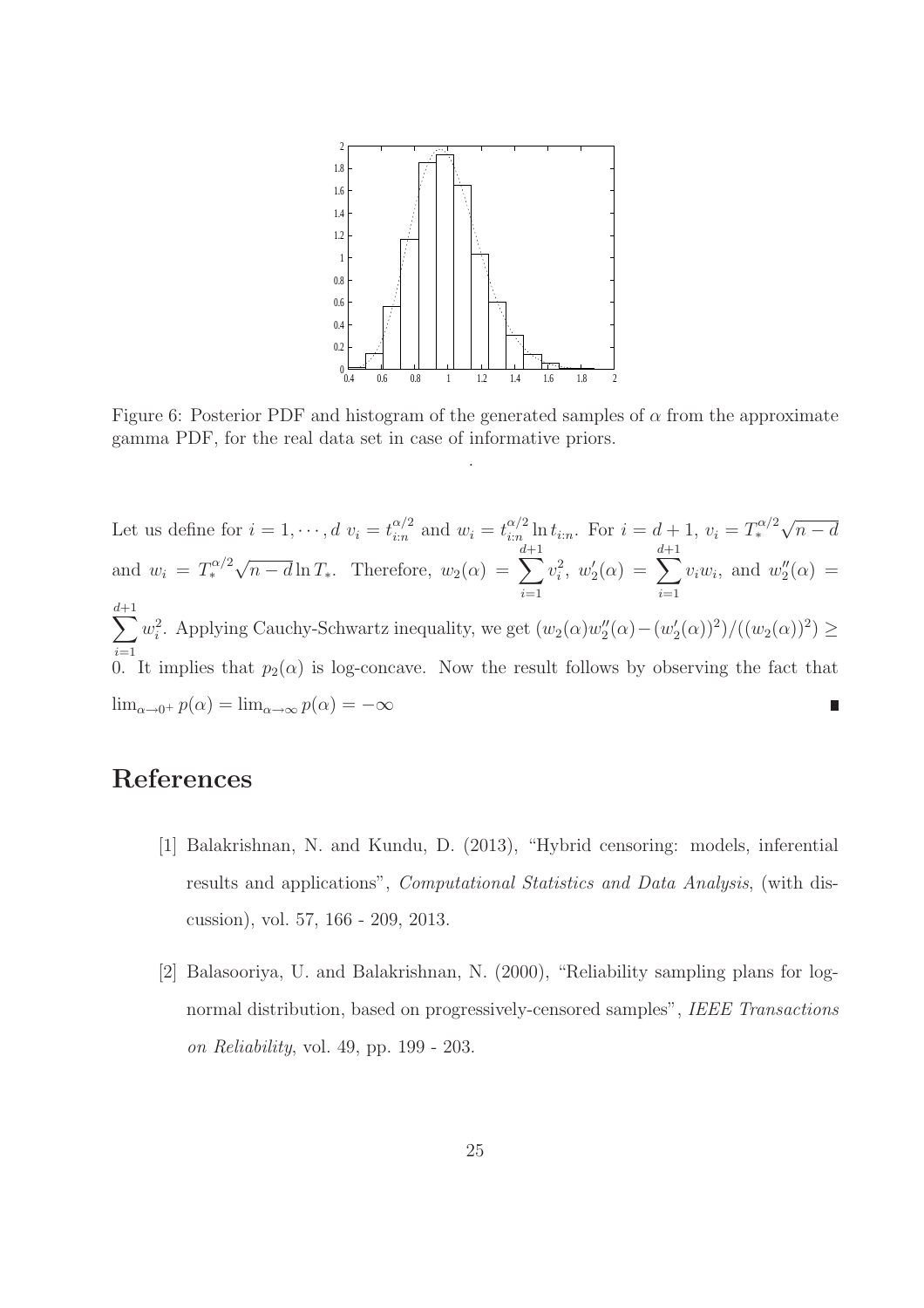Figure 6: Posterior PDF and histogram of the generated samples of $\alpha$ from the approximate gamma PDF, for the real data set in case of informative priors.

Let us define for $i = 1, \cdots, d$ $v_i = t_{i:n}^{\alpha/2}$ and $w_i = t_{i:n}^{\alpha/2} \ln t_{i:n}$. For $i = d+1$, $v_i = T_*^{\alpha/2}\sqrt{n-d}$ and $w_i = T_*^{\alpha/2}\sqrt{n-d} \ln T_*$. Therefore, $w_2(\alpha) = \sum_{i=1}^{d+1} v_i^2$, $w_2'(\alpha) = \sum_{i=1}^{d+1} v_i w_i$, and $w_2''(\alpha) = \sum_{i=1}^{d+1} w_i^2$. Applying Cauchy-Schwartz inequality, we get $(w_2(\alpha)w_2''(\alpha) - (w_2'(\alpha))^2)/((w_2(\alpha))^2) \geq 0$. It implies that $p_2(\alpha)$ is log-concave. Now the result follows by observing the fact that $\lim_{\alpha \to 0^+} p(\alpha) = \lim_{\alpha \to \infty} p(\alpha) = -\infty$ ∎

# References

[1] Balakrishnan, N. and Kundu, D. (2013), "Hybrid censoring: models, inferential results and applications", *Computational Statistics and Data Analysis*, (with discussion), vol. 57, 166 - 209, 2013.

[2] Balasooriya, U. and Balakrishnan, N. (2000), "Reliability sampling plans for log-normal distribution, based on progressively-censored samples", *IEEE Transactions on Reliability*, vol. 49, pp. 199 - 203.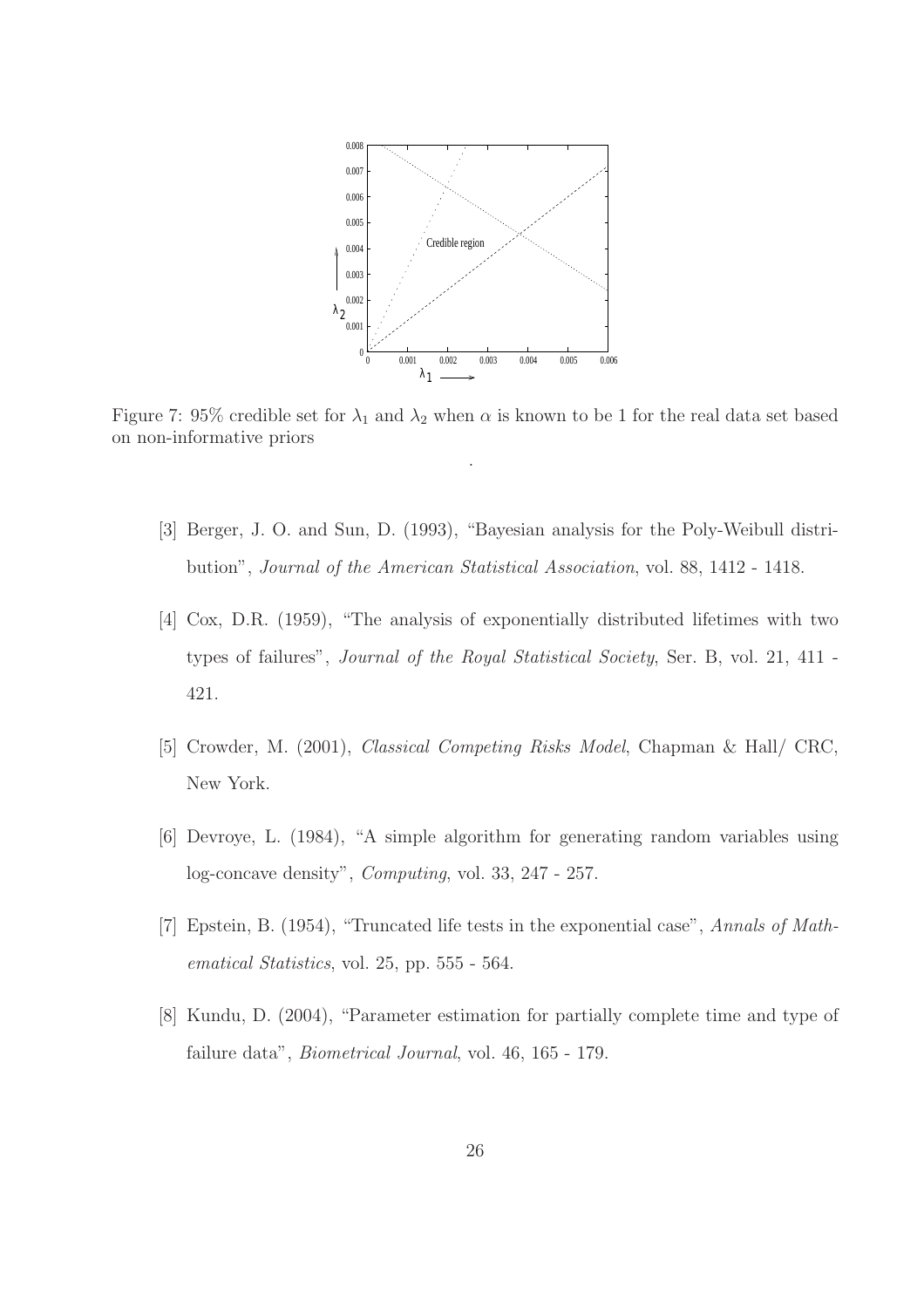Figure 7: 95% credible set for $\lambda_1$ and $\lambda_2$ when $\alpha$ is known to be 1 for the real data set based on non-informative priors

.

[3] Berger, J. O. and Sun, D. (1993), "Bayesian analysis for the Poly-Weibull distribution", *Journal of the American Statistical Association*, vol. 88, 1412 - 1418.

[4] Cox, D.R. (1959), "The analysis of exponentially distributed lifetimes with two types of failures", *Journal of the Royal Statistical Society*, Ser. B, vol. 21, 411 - 421.

[5] Crowder, M. (2001), *Classical Competing Risks Model*, Chapman & Hall/ CRC, New York.

[6] Devroye, L. (1984), "A simple algorithm for generating random variables using log-concave density", *Computing*, vol. 33, 247 - 257.

[7] Epstein, B. (1954), "Truncated life tests in the exponential case", *Annals of Mathematical Statistics*, vol. 25, pp. 555 - 564.

[8] Kundu, D. (2004), "Parameter estimation for partially complete time and type of failure data", *Biometrical Journal*, vol. 46, 165 - 179.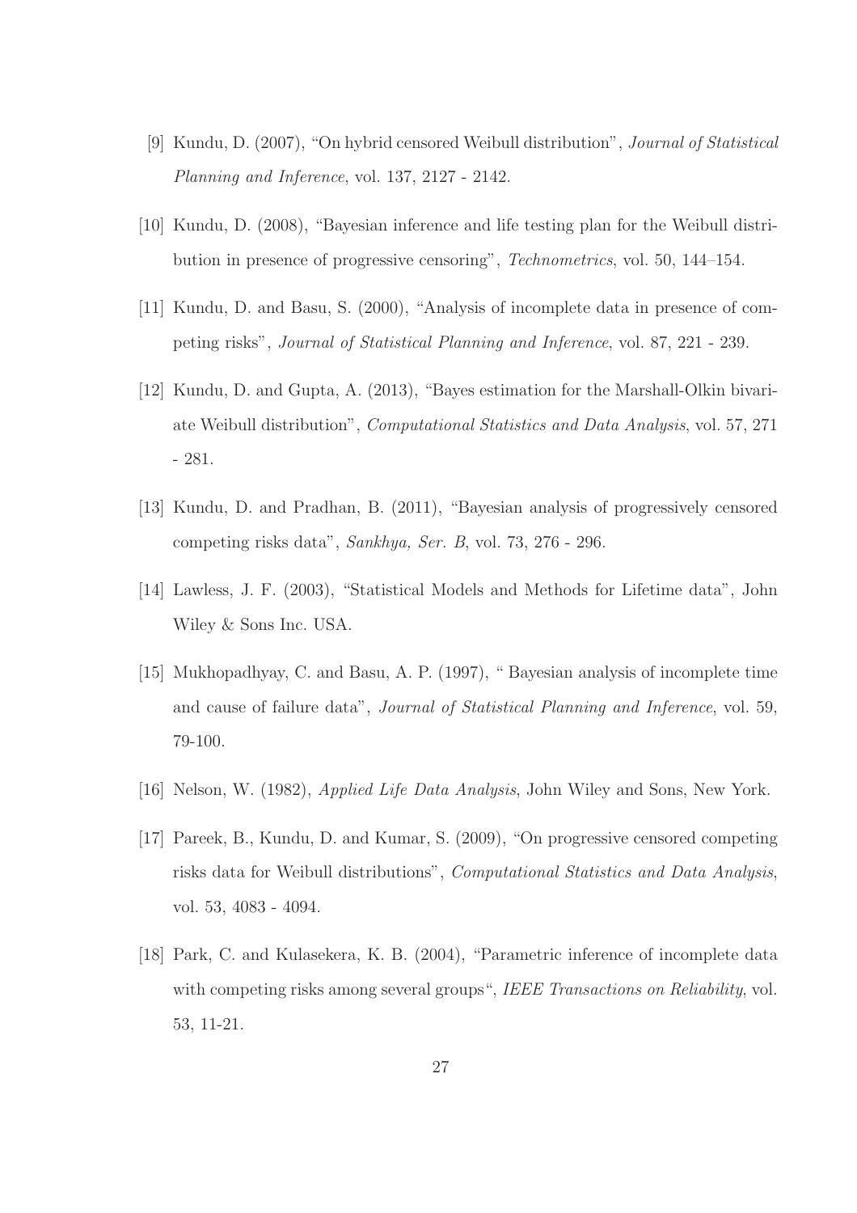[9] Kundu, D. (2007), "On hybrid censored Weibull distribution", *Journal of Statistical Planning and Inference*, vol. 137, 2127 - 2142.

[10] Kundu, D. (2008), "Bayesian inference and life testing plan for the Weibull distribution in presence of progressive censoring", *Technometrics*, vol. 50, 144–154.

[11] Kundu, D. and Basu, S. (2000), "Analysis of incomplete data in presence of competing risks", *Journal of Statistical Planning and Inference*, vol. 87, 221 - 239.

[12] Kundu, D. and Gupta, A. (2013), "Bayes estimation for the Marshall-Olkin bivariate Weibull distribution", *Computational Statistics and Data Analysis*, vol. 57, 271 - 281.

[13] Kundu, D. and Pradhan, B. (2011), "Bayesian analysis of progressively censored competing risks data", *Sankhya, Ser. B*, vol. 73, 276 - 296.

[14] Lawless, J. F. (2003), "Statistical Models and Methods for Lifetime data", John Wiley & Sons Inc. USA.

[15] Mukhopadhyay, C. and Basu, A. P. (1997), " Bayesian analysis of incomplete time and cause of failure data", *Journal of Statistical Planning and Inference*, vol. 59, 79-100.

[16] Nelson, W. (1982), *Applied Life Data Analysis*, John Wiley and Sons, New York.

[17] Pareek, B., Kundu, D. and Kumar, S. (2009), "On progressive censored competing risks data for Weibull distributions", *Computational Statistics and Data Analysis*, vol. 53, 4083 - 4094.

[18] Park, C. and Kulasekera, K. B. (2004), "Parametric inference of incomplete data with competing risks among several groups", *IEEE Transactions on Reliability*, vol. 53, 11-21.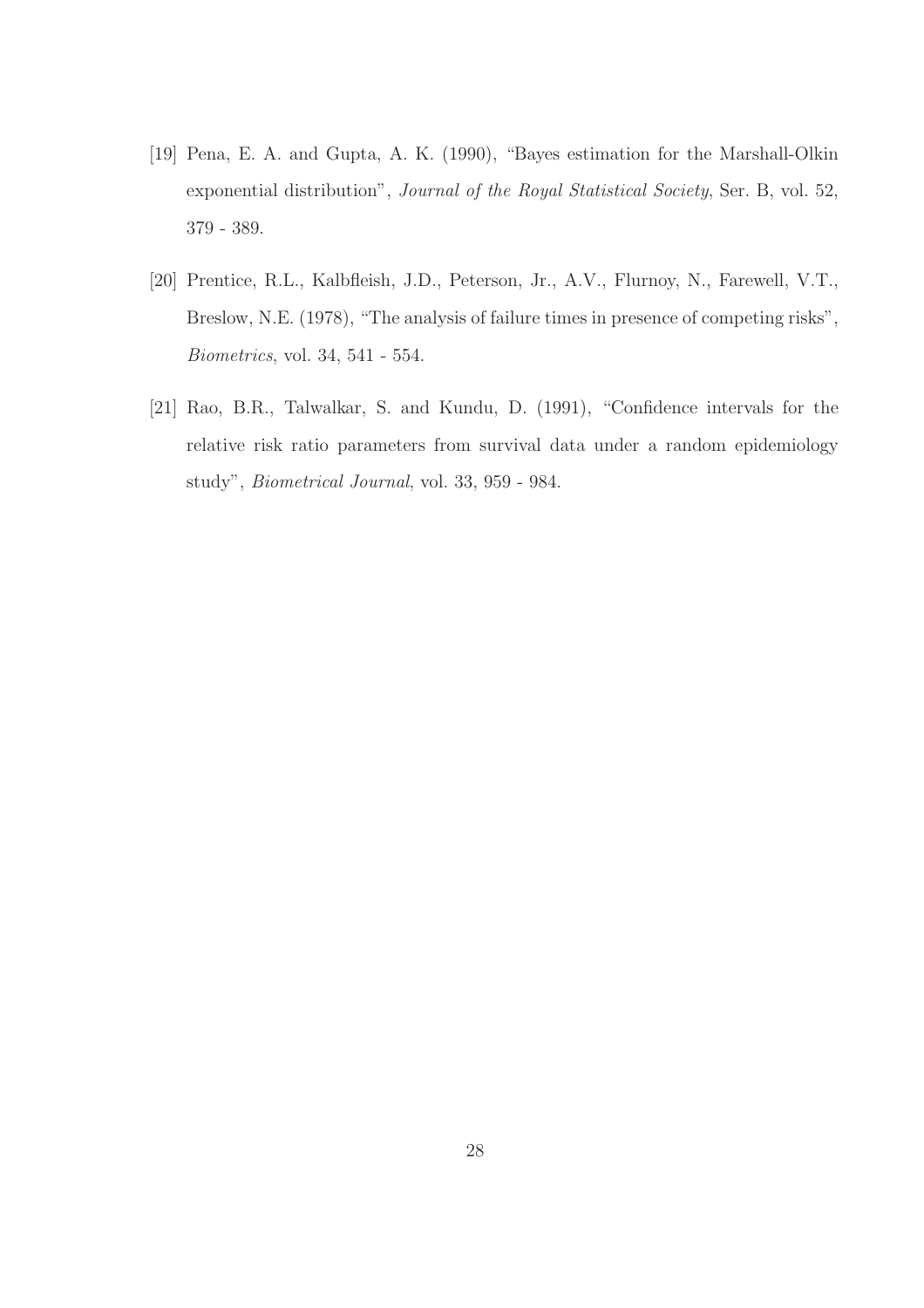[19] Pena, E. A. and Gupta, A. K. (1990), "Bayes estimation for the Marshall-Olkin exponential distribution", *Journal of the Royal Statistical Society*, Ser. B, vol. 52, 379 - 389.

[20] Prentice, R.L., Kalbfleish, J.D., Peterson, Jr., A.V., Flurnoy, N., Farewell, V.T., Breslow, N.E. (1978), "The analysis of failure times in presence of competing risks", *Biometrics*, vol. 34, 541 - 554.

[21] Rao, B.R., Talwalkar, S. and Kundu, D. (1991), "Confidence intervals for the relative risk ratio parameters from survival data under a random epidemiology study", *Biometrical Journal*, vol. 33, 959 - 984.